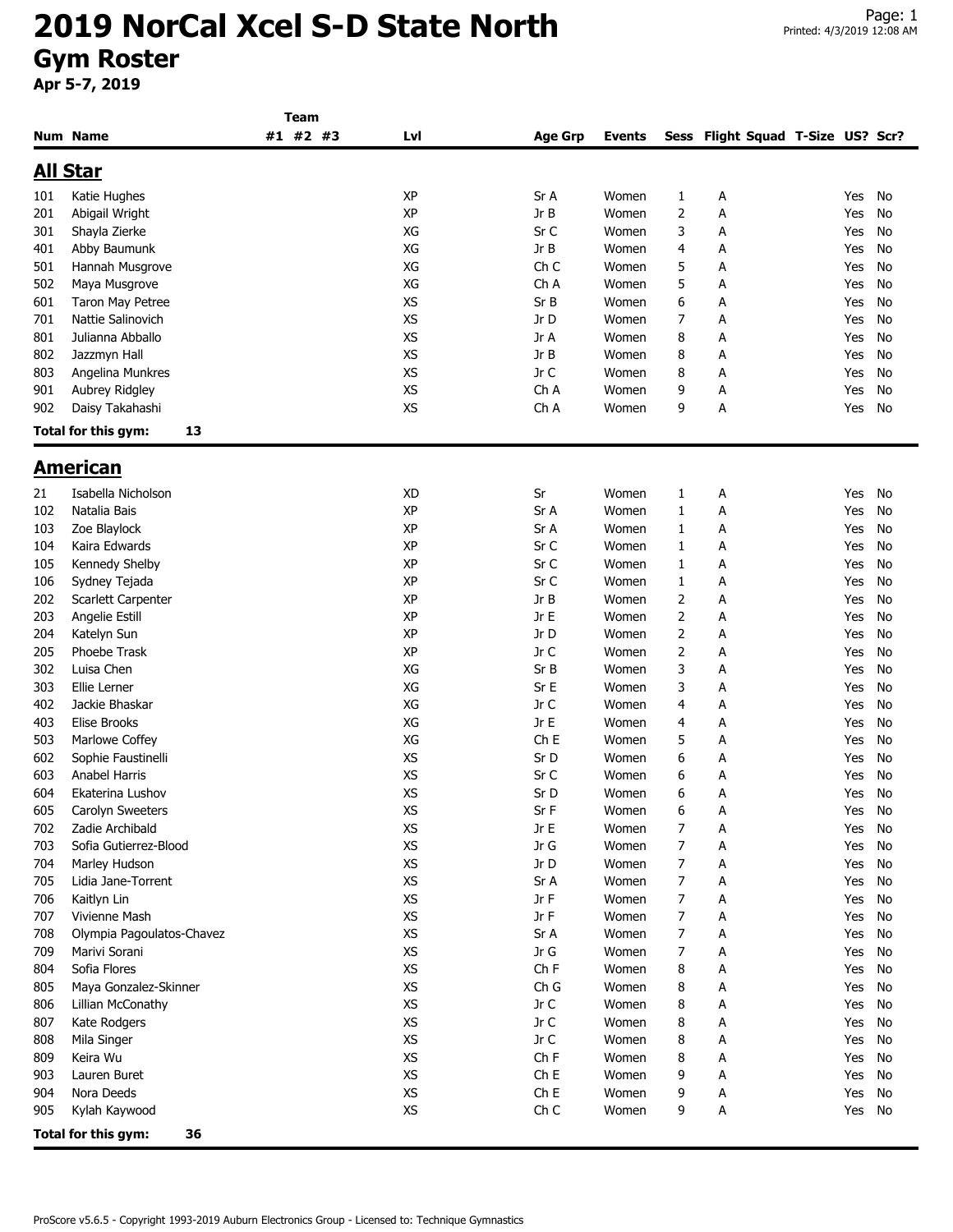# 2019 NorCal Xcel S-D State North

## Gym Roster

**Apr 5-7, 2019**

| Num | Name | Team #1 | Team #2 | Team #3 | Lvl | Age Grp | Events | Sess | Flight | Squad | T-Size | US? | Scr? |
|---|---|---|---|---|---|---|---|---|---|---|---|---|---|

## All Star

| Num | Name | Team #1 | Team #2 | Team #3 | Lvl | Age Grp | Events | Sess | Flight | Squad | T-Size | US? | Scr? |
|---|---|---|---|---|---|---|---|---|---|---|---|---|---|
| 101 | Katie Hughes | | | | XP | Sr A | Women | 1 | A | | | Yes | No |
| 201 | Abigail Wright | | | | XP | Jr B | Women | 2 | A | | | Yes | No |
| 301 | Shayla Zierke | | | | XG | Sr C | Women | 3 | A | | | Yes | No |
| 401 | Abby Baumunk | | | | XG | Jr B | Women | 4 | A | | | Yes | No |
| 501 | Hannah Musgrove | | | | XG | Ch C | Women | 5 | A | | | Yes | No |
| 502 | Maya Musgrove | | | | XG | Ch A | Women | 5 | A | | | Yes | No |
| 601 | Taron May Petree | | | | XS | Sr B | Women | 6 | A | | | Yes | No |
| 701 | Nattie Salinovich | | | | XS | Jr D | Women | 7 | A | | | Yes | No |
| 801 | Julianna Abballo | | | | XS | Jr A | Women | 8 | A | | | Yes | No |
| 802 | Jazzmyn Hall | | | | XS | Jr B | Women | 8 | A | | | Yes | No |
| 803 | Angelina Munkres | | | | XS | Jr C | Women | 8 | A | | | Yes | No |
| 901 | Aubrey Ridgley | | | | XS | Ch A | Women | 9 | A | | | Yes | No |
| 902 | Daisy Takahashi | | | | XS | Ch A | Women | 9 | A | | | Yes | No |

**Total for this gym: 13**

## American

| Num | Name | Team #1 | Team #2 | Team #3 | Lvl | Age Grp | Events | Sess | Flight | Squad | T-Size | US? | Scr? |
|---|---|---|---|---|---|---|---|---|---|---|---|---|---|
| 21 | Isabella Nicholson | | | | XD | Sr | Women | 1 | A | | | Yes | No |
| 102 | Natalia Bais | | | | XP | Sr A | Women | 1 | A | | | Yes | No |
| 103 | Zoe Blaylock | | | | XP | Sr A | Women | 1 | A | | | Yes | No |
| 104 | Kaira Edwards | | | | XP | Sr C | Women | 1 | A | | | Yes | No |
| 105 | Kennedy Shelby | | | | XP | Sr C | Women | 1 | A | | | Yes | No |
| 106 | Sydney Tejada | | | | XP | Sr C | Women | 1 | A | | | Yes | No |
| 202 | Scarlett Carpenter | | | | XP | Jr B | Women | 2 | A | | | Yes | No |
| 203 | Angelie Estill | | | | XP | Jr E | Women | 2 | A | | | Yes | No |
| 204 | Katelyn Sun | | | | XP | Jr D | Women | 2 | A | | | Yes | No |
| 205 | Phoebe Trask | | | | XP | Jr C | Women | 2 | A | | | Yes | No |
| 302 | Luisa Chen | | | | XG | Sr B | Women | 3 | A | | | Yes | No |
| 303 | Ellie Lerner | | | | XG | Sr E | Women | 3 | A | | | Yes | No |
| 402 | Jackie Bhaskar | | | | XG | Jr C | Women | 4 | A | | | Yes | No |
| 403 | Elise Brooks | | | | XG | Jr E | Women | 4 | A | | | Yes | No |
| 503 | Marlowe Coffey | | | | XG | Ch E | Women | 5 | A | | | Yes | No |
| 602 | Sophie Faustinelli | | | | XS | Sr D | Women | 6 | A | | | Yes | No |
| 603 | Anabel Harris | | | | XS | Sr C | Women | 6 | A | | | Yes | No |
| 604 | Ekaterina Lushov | | | | XS | Sr D | Women | 6 | A | | | Yes | No |
| 605 | Carolyn Sweeters | | | | XS | Sr F | Women | 6 | A | | | Yes | No |
| 702 | Zadie Archibald | | | | XS | Jr E | Women | 7 | A | | | Yes | No |
| 703 | Sofia Gutierrez-Blood | | | | XS | Jr G | Women | 7 | A | | | Yes | No |
| 704 | Marley Hudson | | | | XS | Jr D | Women | 7 | A | | | Yes | No |
| 705 | Lidia Jane-Torrent | | | | XS | Sr A | Women | 7 | A | | | Yes | No |
| 706 | Kaitlyn Lin | | | | XS | Jr F | Women | 7 | A | | | Yes | No |
| 707 | Vivienne Mash | | | | XS | Jr F | Women | 7 | A | | | Yes | No |
| 708 | Olympia Pagoulatos-Chavez | | | | XS | Sr A | Women | 7 | A | | | Yes | No |
| 709 | Marivi Sorani | | | | XS | Jr G | Women | 7 | A | | | Yes | No |
| 804 | Sofia Flores | | | | XS | Ch F | Women | 8 | A | | | Yes | No |
| 805 | Maya Gonzalez-Skinner | | | | XS | Ch G | Women | 8 | A | | | Yes | No |
| 806 | Lillian McConathy | | | | XS | Jr C | Women | 8 | A | | | Yes | No |
| 807 | Kate Rodgers | | | | XS | Jr C | Women | 8 | A | | | Yes | No |
| 808 | Mila Singer | | | | XS | Jr C | Women | 8 | A | | | Yes | No |
| 809 | Keira Wu | | | | XS | Ch F | Women | 8 | A | | | Yes | No |
| 903 | Lauren Buret | | | | XS | Ch E | Women | 9 | A | | | Yes | No |
| 904 | Nora Deeds | | | | XS | Ch E | Women | 9 | A | | | Yes | No |
| 905 | Kylah Kaywood | | | | XS | Ch C | Women | 9 | A | | | Yes | No |

**Total for this gym: 36**

ProScore v5.6.5 - Copyright 1993-2019 Auburn Electronics Group - Licensed to: Technique Gymnastics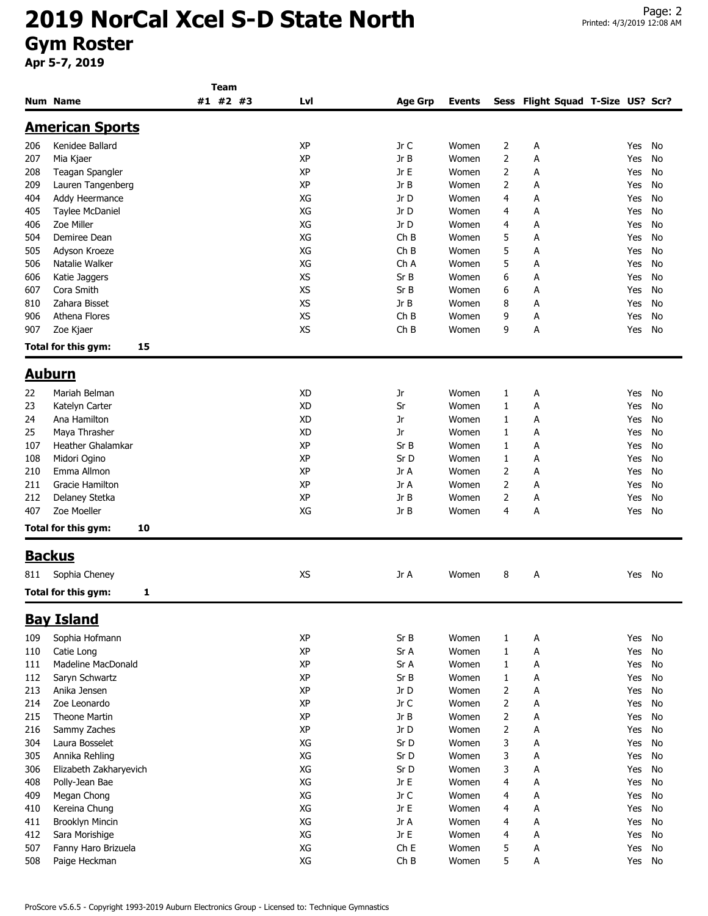# 2019 NorCal Xcel S-D State North

## Gym Roster

**Apr 5-7, 2019**

| Num | Name | Team #1 | Team #2 | Team #3 | Lvl | Age Grp | Events | Sess | Flight | Squad | T-Size | US? | Scr? |
|---|---|---|---|---|---|---|---|---|---|---|---|---|---|

### American Sports

| Num | Name | Team #1 | Team #2 | Team #3 | Lvl | Age Grp | Events | Sess | Flight | Squad | T-Size | US? | Scr? |
|---|---|---|---|---|---|---|---|---|---|---|---|---|---|
| 206 | Kenidee Ballard | | | | XP | Jr C | Women | 2 | A | | | Yes | No |
| 207 | Mia Kjaer | | | | XP | Jr B | Women | 2 | A | | | Yes | No |
| 208 | Teagan Spangler | | | | XP | Jr E | Women | 2 | A | | | Yes | No |
| 209 | Lauren Tangenberg | | | | XP | Jr B | Women | 2 | A | | | Yes | No |
| 404 | Addy Heermance | | | | XG | Jr D | Women | 4 | A | | | Yes | No |
| 405 | Taylee McDaniel | | | | XG | Jr D | Women | 4 | A | | | Yes | No |
| 406 | Zoe Miller | | | | XG | Jr D | Women | 4 | A | | | Yes | No |
| 504 | Demiree Dean | | | | XG | Ch B | Women | 5 | A | | | Yes | No |
| 505 | Adyson Kroeze | | | | XG | Ch B | Women | 5 | A | | | Yes | No |
| 506 | Natalie Walker | | | | XG | Ch A | Women | 5 | A | | | Yes | No |
| 606 | Katie Jaggers | | | | XS | Sr B | Women | 6 | A | | | Yes | No |
| 607 | Cora Smith | | | | XS | Sr B | Women | 6 | A | | | Yes | No |
| 810 | Zahara Bisset | | | | XS | Jr B | Women | 8 | A | | | Yes | No |
| 906 | Athena Flores | | | | XS | Ch B | Women | 9 | A | | | Yes | No |
| 907 | Zoe Kjaer | | | | XS | Ch B | Women | 9 | A | | | Yes | No |

**Total for this gym: 15**

### Auburn

| Num | Name | Team #1 | Team #2 | Team #3 | Lvl | Age Grp | Events | Sess | Flight | Squad | T-Size | US? | Scr? |
|---|---|---|---|---|---|---|---|---|---|---|---|---|---|
| 22 | Mariah Belman | | | | XD | Jr | Women | 1 | A | | | Yes | No |
| 23 | Katelyn Carter | | | | XD | Sr | Women | 1 | A | | | Yes | No |
| 24 | Ana Hamilton | | | | XD | Jr | Women | 1 | A | | | Yes | No |
| 25 | Maya Thrasher | | | | XD | Jr | Women | 1 | A | | | Yes | No |
| 107 | Heather Ghalamkar | | | | XP | Sr B | Women | 1 | A | | | Yes | No |
| 108 | Midori Ogino | | | | XP | Sr D | Women | 1 | A | | | Yes | No |
| 210 | Emma Allmon | | | | XP | Jr A | Women | 2 | A | | | Yes | No |
| 211 | Gracie Hamilton | | | | XP | Jr A | Women | 2 | A | | | Yes | No |
| 212 | Delaney Stetka | | | | XP | Jr B | Women | 2 | A | | | Yes | No |
| 407 | Zoe Moeller | | | | XG | Jr B | Women | 4 | A | | | Yes | No |

**Total for this gym: 10**

### Backus

| Num | Name | Team #1 | Team #2 | Team #3 | Lvl | Age Grp | Events | Sess | Flight | Squad | T-Size | US? | Scr? |
|---|---|---|---|---|---|---|---|---|---|---|---|---|---|
| 811 | Sophia Cheney | | | | XS | Jr A | Women | 8 | A | | | Yes | No |

**Total for this gym: 1**

### Bay Island

| Num | Name | Team #1 | Team #2 | Team #3 | Lvl | Age Grp | Events | Sess | Flight | Squad | T-Size | US? | Scr? |
|---|---|---|---|---|---|---|---|---|---|---|---|---|---|
| 109 | Sophia Hofmann | | | | XP | Sr B | Women | 1 | A | | | Yes | No |
| 110 | Catie Long | | | | XP | Sr A | Women | 1 | A | | | Yes | No |
| 111 | Madeline MacDonald | | | | XP | Sr A | Women | 1 | A | | | Yes | No |
| 112 | Saryn Schwartz | | | | XP | Sr B | Women | 1 | A | | | Yes | No |
| 213 | Anika Jensen | | | | XP | Jr D | Women | 2 | A | | | Yes | No |
| 214 | Zoe Leonardo | | | | XP | Jr C | Women | 2 | A | | | Yes | No |
| 215 | Theone Martin | | | | XP | Jr B | Women | 2 | A | | | Yes | No |
| 216 | Sammy Zaches | | | | XP | Jr D | Women | 2 | A | | | Yes | No |
| 304 | Laura Bosselet | | | | XG | Sr D | Women | 3 | A | | | Yes | No |
| 305 | Annika Rehling | | | | XG | Sr D | Women | 3 | A | | | Yes | No |
| 306 | Elizabeth Zakharyevich | | | | XG | Sr D | Women | 3 | A | | | Yes | No |
| 408 | Polly-Jean Bae | | | | XG | Jr E | Women | 4 | A | | | Yes | No |
| 409 | Megan Chong | | | | XG | Jr C | Women | 4 | A | | | Yes | No |
| 410 | Kereina Chung | | | | XG | Jr E | Women | 4 | A | | | Yes | No |
| 411 | Brooklyn Mincin | | | | XG | Jr A | Women | 4 | A | | | Yes | No |
| 412 | Sara Morishige | | | | XG | Jr E | Women | 4 | A | | | Yes | No |
| 507 | Fanny Haro Brizuela | | | | XG | Ch E | Women | 5 | A | | | Yes | No |
| 508 | Paige Heckman | | | | XG | Ch B | Women | 5 | A | | | Yes | No |

ProScore v5.6.5 - Copyright 1993-2019 Auburn Electronics Group - Licensed to: Technique Gymnastics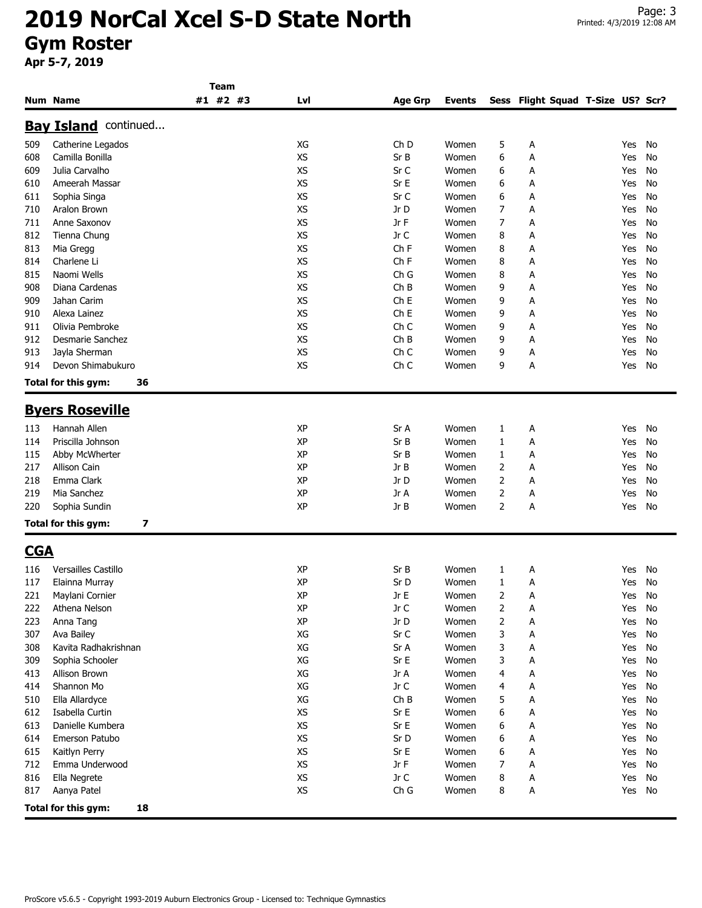# 2019 NorCal Xcel S-D State North

## Gym Roster

**Apr 5-7, 2019**

| Num | Name | Team #1 | Team #2 | Team #3 | Lvl | Age Grp | Events | Sess | Flight | Squad | T-Size | US? | Scr? |
|---|---|---|---|---|---|---|---|---|---|---|---|---|---|

### Bay Island continued...

| Num | Name | Team #1 | Team #2 | Team #3 | Lvl | Age Grp | Events | Sess | Flight | Squad | T-Size | US? | Scr? |
|---|---|---|---|---|---|---|---|---|---|---|---|---|---|
| 509 | Catherine Legados | | | | XG | Ch D | Women | 5 | A | | | Yes | No |
| 608 | Camilla Bonilla | | | | XS | Sr B | Women | 6 | A | | | Yes | No |
| 609 | Julia Carvalho | | | | XS | Sr C | Women | 6 | A | | | Yes | No |
| 610 | Ameerah Massar | | | | XS | Sr E | Women | 6 | A | | | Yes | No |
| 611 | Sophia Singa | | | | XS | Sr C | Women | 6 | A | | | Yes | No |
| 710 | Aralon Brown | | | | XS | Jr D | Women | 7 | A | | | Yes | No |
| 711 | Anne Saxonov | | | | XS | Jr F | Women | 7 | A | | | Yes | No |
| 812 | Tienna Chung | | | | XS | Jr C | Women | 8 | A | | | Yes | No |
| 813 | Mia Gregg | | | | XS | Ch F | Women | 8 | A | | | Yes | No |
| 814 | Charlene Li | | | | XS | Ch F | Women | 8 | A | | | Yes | No |
| 815 | Naomi Wells | | | | XS | Ch G | Women | 8 | A | | | Yes | No |
| 908 | Diana Cardenas | | | | XS | Ch B | Women | 9 | A | | | Yes | No |
| 909 | Jahan Carim | | | | XS | Ch E | Women | 9 | A | | | Yes | No |
| 910 | Alexa Lainez | | | | XS | Ch E | Women | 9 | A | | | Yes | No |
| 911 | Olivia Pembroke | | | | XS | Ch C | Women | 9 | A | | | Yes | No |
| 912 | Desmarie Sanchez | | | | XS | Ch B | Women | 9 | A | | | Yes | No |
| 913 | Jayla Sherman | | | | XS | Ch C | Women | 9 | A | | | Yes | No |
| 914 | Devon Shimabukuro | | | | XS | Ch C | Women | 9 | A | | | Yes | No |

**Total for this gym: 36**

### Byers Roseville

| Num | Name | Team #1 | Team #2 | Team #3 | Lvl | Age Grp | Events | Sess | Flight | Squad | T-Size | US? | Scr? |
|---|---|---|---|---|---|---|---|---|---|---|---|---|---|
| 113 | Hannah Allen | | | | XP | Sr A | Women | 1 | A | | | Yes | No |
| 114 | Priscilla Johnson | | | | XP | Sr B | Women | 1 | A | | | Yes | No |
| 115 | Abby McWherter | | | | XP | Sr B | Women | 1 | A | | | Yes | No |
| 217 | Allison Cain | | | | XP | Jr B | Women | 2 | A | | | Yes | No |
| 218 | Emma Clark | | | | XP | Jr D | Women | 2 | A | | | Yes | No |
| 219 | Mia Sanchez | | | | XP | Jr A | Women | 2 | A | | | Yes | No |
| 220 | Sophia Sundin | | | | XP | Jr B | Women | 2 | A | | | Yes | No |

**Total for this gym: 7**

### CGA

| Num | Name | Team #1 | Team #2 | Team #3 | Lvl | Age Grp | Events | Sess | Flight | Squad | T-Size | US? | Scr? |
|---|---|---|---|---|---|---|---|---|---|---|---|---|---|
| 116 | Versailles Castillo | | | | XP | Sr B | Women | 1 | A | | | Yes | No |
| 117 | Elainna Murray | | | | XP | Sr D | Women | 1 | A | | | Yes | No |
| 221 | Maylani Cornier | | | | XP | Jr E | Women | 2 | A | | | Yes | No |
| 222 | Athena Nelson | | | | XP | Jr C | Women | 2 | A | | | Yes | No |
| 223 | Anna Tang | | | | XP | Jr D | Women | 2 | A | | | Yes | No |
| 307 | Ava Bailey | | | | XG | Sr C | Women | 3 | A | | | Yes | No |
| 308 | Kavita Radhakrishnan | | | | XG | Sr A | Women | 3 | A | | | Yes | No |
| 309 | Sophia Schooler | | | | XG | Sr E | Women | 3 | A | | | Yes | No |
| 413 | Allison Brown | | | | XG | Jr A | Women | 4 | A | | | Yes | No |
| 414 | Shannon Mo | | | | XG | Jr C | Women | 4 | A | | | Yes | No |
| 510 | Ella Allardyce | | | | XG | Ch B | Women | 5 | A | | | Yes | No |
| 612 | Isabella Curtin | | | | XS | Sr E | Women | 6 | A | | | Yes | No |
| 613 | Danielle Kumbera | | | | XS | Sr E | Women | 6 | A | | | Yes | No |
| 614 | Emerson Patubo | | | | XS | Sr D | Women | 6 | A | | | Yes | No |
| 615 | Kaitlyn Perry | | | | XS | Sr E | Women | 6 | A | | | Yes | No |
| 712 | Emma Underwood | | | | XS | Jr F | Women | 7 | A | | | Yes | No |
| 816 | Ella Negrete | | | | XS | Jr C | Women | 8 | A | | | Yes | No |
| 817 | Aanya Patel | | | | XS | Ch G | Women | 8 | A | | | Yes | No |

**Total for this gym: 18**

ProScore v5.6.5 - Copyright 1993-2019 Auburn Electronics Group - Licensed to: Technique Gymnastics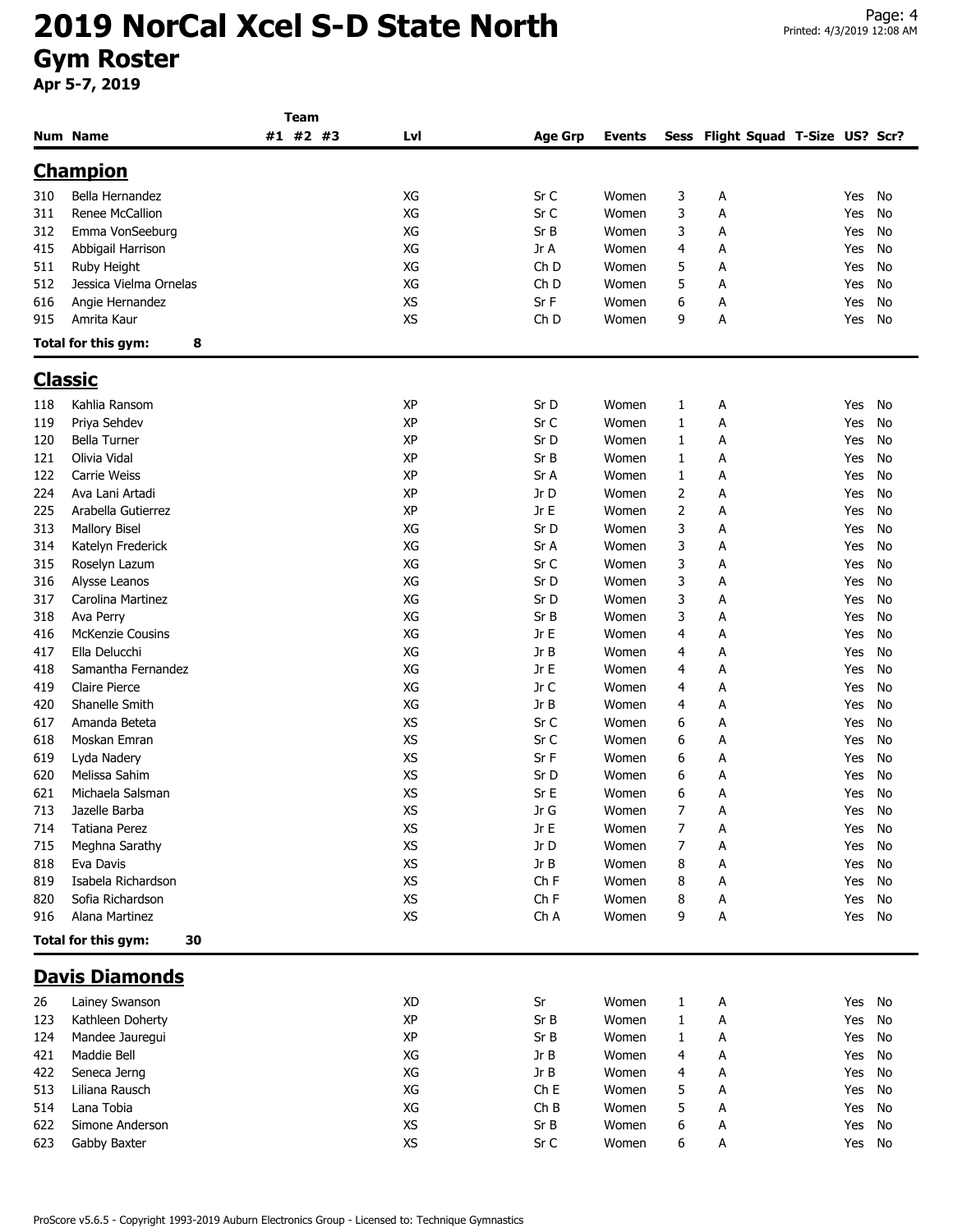# 2019 NorCal Xcel S-D State North

## Gym Roster

**Apr 5-7, 2019**

| Num | Name | Team #1 | #2 | #3 | Lvl | Age Grp | Events | Sess | Flight | Squad | T-Size | US? | Scr? |
|---|---|---|---|---|---|---|---|---|---|---|---|---|---|

### Champion

| Num | Name | Team #1 | #2 | #3 | Lvl | Age Grp | Events | Sess | Flight | Squad | T-Size | US? | Scr? |
|---|---|---|---|---|---|---|---|---|---|---|---|---|---|
| 310 | Bella Hernandez | | | | XG | Sr C | Women | 3 | A | | | Yes | No |
| 311 | Renee McCallion | | | | XG | Sr C | Women | 3 | A | | | Yes | No |
| 312 | Emma VonSeeburg | | | | XG | Sr B | Women | 3 | A | | | Yes | No |
| 415 | Abbigail Harrison | | | | XG | Jr A | Women | 4 | A | | | Yes | No |
| 511 | Ruby Height | | | | XG | Ch D | Women | 5 | A | | | Yes | No |
| 512 | Jessica Vielma Ornelas | | | | XG | Ch D | Women | 5 | A | | | Yes | No |
| 616 | Angie Hernandez | | | | XS | Sr F | Women | 6 | A | | | Yes | No |
| 915 | Amrita Kaur | | | | XS | Ch D | Women | 9 | A | | | Yes | No |

**Total for this gym: 8**

### Classic

| Num | Name | Team #1 | #2 | #3 | Lvl | Age Grp | Events | Sess | Flight | Squad | T-Size | US? | Scr? |
|---|---|---|---|---|---|---|---|---|---|---|---|---|---|
| 118 | Kahlia Ransom | | | | XP | Sr D | Women | 1 | A | | | Yes | No |
| 119 | Priya Sehdev | | | | XP | Sr C | Women | 1 | A | | | Yes | No |
| 120 | Bella Turner | | | | XP | Sr D | Women | 1 | A | | | Yes | No |
| 121 | Olivia Vidal | | | | XP | Sr B | Women | 1 | A | | | Yes | No |
| 122 | Carrie Weiss | | | | XP | Sr A | Women | 1 | A | | | Yes | No |
| 224 | Ava Lani Artadi | | | | XP | Jr D | Women | 2 | A | | | Yes | No |
| 225 | Arabella Gutierrez | | | | XP | Jr E | Women | 2 | A | | | Yes | No |
| 313 | Mallory Bisel | | | | XG | Sr D | Women | 3 | A | | | Yes | No |
| 314 | Katelyn Frederick | | | | XG | Sr A | Women | 3 | A | | | Yes | No |
| 315 | Roselyn Lazum | | | | XG | Sr C | Women | 3 | A | | | Yes | No |
| 316 | Alysse Leanos | | | | XG | Sr D | Women | 3 | A | | | Yes | No |
| 317 | Carolina Martinez | | | | XG | Sr D | Women | 3 | A | | | Yes | No |
| 318 | Ava Perry | | | | XG | Sr B | Women | 3 | A | | | Yes | No |
| 416 | McKenzie Cousins | | | | XG | Jr E | Women | 4 | A | | | Yes | No |
| 417 | Ella Delucchi | | | | XG | Jr B | Women | 4 | A | | | Yes | No |
| 418 | Samantha Fernandez | | | | XG | Jr E | Women | 4 | A | | | Yes | No |
| 419 | Claire Pierce | | | | XG | Jr C | Women | 4 | A | | | Yes | No |
| 420 | Shanelle Smith | | | | XG | Jr B | Women | 4 | A | | | Yes | No |
| 617 | Amanda Beteta | | | | XS | Sr C | Women | 6 | A | | | Yes | No |
| 618 | Moskan Emran | | | | XS | Sr C | Women | 6 | A | | | Yes | No |
| 619 | Lyda Nadery | | | | XS | Sr F | Women | 6 | A | | | Yes | No |
| 620 | Melissa Sahim | | | | XS | Sr D | Women | 6 | A | | | Yes | No |
| 621 | Michaela Salsman | | | | XS | Sr E | Women | 6 | A | | | Yes | No |
| 713 | Jazelle Barba | | | | XS | Jr G | Women | 7 | A | | | Yes | No |
| 714 | Tatiana Perez | | | | XS | Jr E | Women | 7 | A | | | Yes | No |
| 715 | Meghna Sarathy | | | | XS | Jr D | Women | 7 | A | | | Yes | No |
| 818 | Eva Davis | | | | XS | Jr B | Women | 8 | A | | | Yes | No |
| 819 | Isabela Richardson | | | | XS | Ch F | Women | 8 | A | | | Yes | No |
| 820 | Sofia Richardson | | | | XS | Ch F | Women | 8 | A | | | Yes | No |
| 916 | Alana Martinez | | | | XS | Ch A | Women | 9 | A | | | Yes | No |

**Total for this gym: 30**

### Davis Diamonds

| Num | Name | Team #1 | #2 | #3 | Lvl | Age Grp | Events | Sess | Flight | Squad | T-Size | US? | Scr? |
|---|---|---|---|---|---|---|---|---|---|---|---|---|---|
| 26 | Lainey Swanson | | | | XD | Sr | Women | 1 | A | | | Yes | No |
| 123 | Kathleen Doherty | | | | XP | Sr B | Women | 1 | A | | | Yes | No |
| 124 | Mandee Jauregui | | | | XP | Sr B | Women | 1 | A | | | Yes | No |
| 421 | Maddie Bell | | | | XG | Jr B | Women | 4 | A | | | Yes | No |
| 422 | Seneca Jerng | | | | XG | Jr B | Women | 4 | A | | | Yes | No |
| 513 | Liliana Rausch | | | | XG | Ch E | Women | 5 | A | | | Yes | No |
| 514 | Lana Tobia | | | | XG | Ch B | Women | 5 | A | | | Yes | No |
| 622 | Simone Anderson | | | | XS | Sr B | Women | 6 | A | | | Yes | No |
| 623 | Gabby Baxter | | | | XS | Sr C | Women | 6 | A | | | Yes | No |

ProScore v5.6.5 - Copyright 1993-2019 Auburn Electronics Group - Licensed to: Technique Gymnastics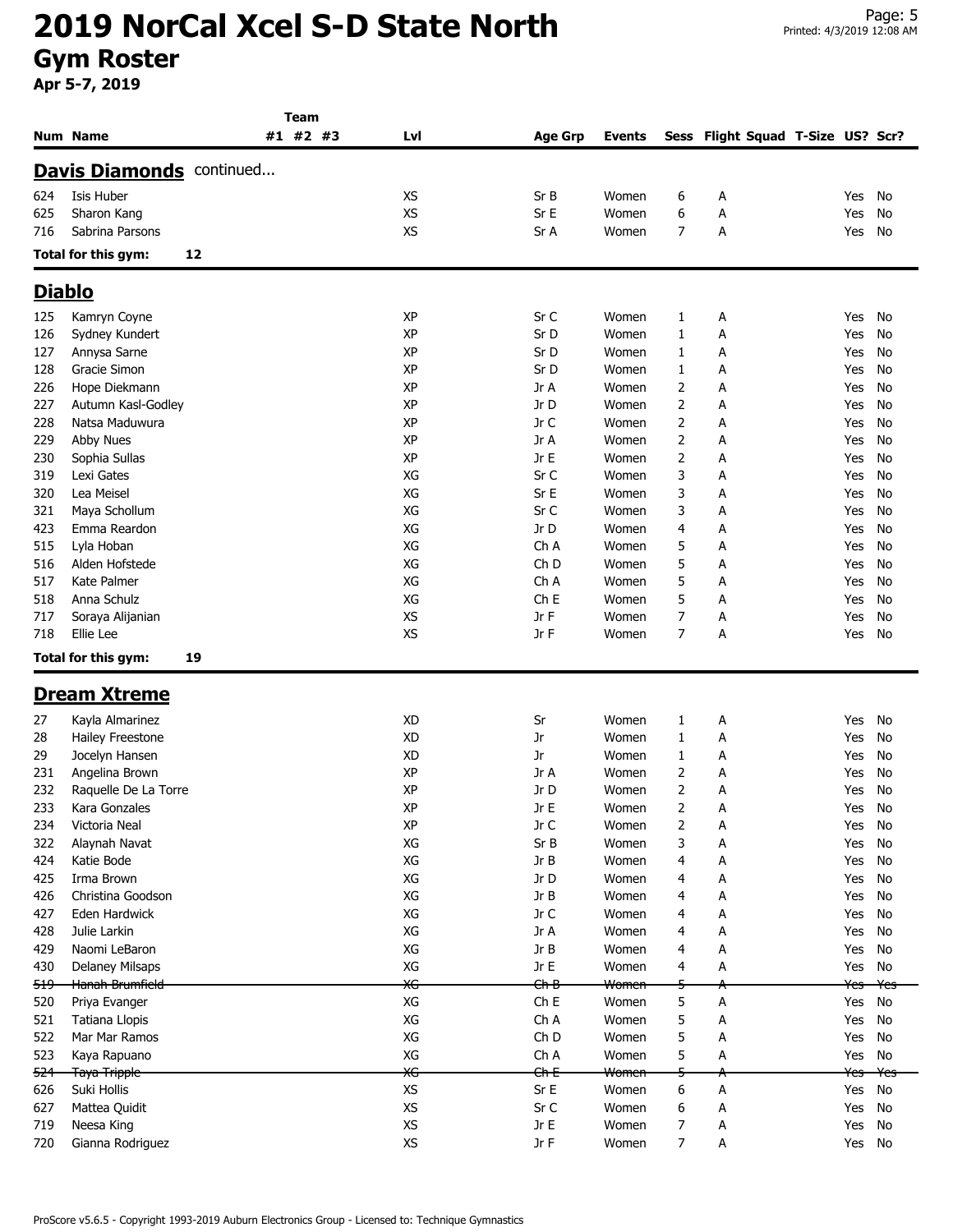# 2019 NorCal Xcel S-D State North

## Gym Roster

**Apr 5-7, 2019**

| Num | Name | Team #1 | Team #2 | Team #3 | Lvl | Age Grp | Events | Sess | Flight | Squad | T-Size | US? | Scr? |
|---|---|---|---|---|---|---|---|---|---|---|---|---|---|

### Davis Diamonds continued...

| Num | Name | Team #1 | Team #2 | Team #3 | Lvl | Age Grp | Events | Sess | Flight | Squad | T-Size | US? | Scr? |
|---|---|---|---|---|---|---|---|---|---|---|---|---|---|
| 624 | Isis Huber | | | | XS | Sr B | Women | 6 | A | | | Yes | No |
| 625 | Sharon Kang | | | | XS | Sr E | Women | 6 | A | | | Yes | No |
| 716 | Sabrina Parsons | | | | XS | Sr A | Women | 7 | A | | | Yes | No |

**Total for this gym: 12**

### Diablo

| Num | Name | Team #1 | Team #2 | Team #3 | Lvl | Age Grp | Events | Sess | Flight | Squad | T-Size | US? | Scr? |
|---|---|---|---|---|---|---|---|---|---|---|---|---|---|
| 125 | Kamryn Coyne | | | | XP | Sr C | Women | 1 | A | | | Yes | No |
| 126 | Sydney Kundert | | | | XP | Sr D | Women | 1 | A | | | Yes | No |
| 127 | Annysa Sarne | | | | XP | Sr D | Women | 1 | A | | | Yes | No |
| 128 | Gracie Simon | | | | XP | Sr D | Women | 1 | A | | | Yes | No |
| 226 | Hope Diekmann | | | | XP | Jr A | Women | 2 | A | | | Yes | No |
| 227 | Autumn Kasl-Godley | | | | XP | Jr D | Women | 2 | A | | | Yes | No |
| 228 | Natsa Maduwura | | | | XP | Jr C | Women | 2 | A | | | Yes | No |
| 229 | Abby Nues | | | | XP | Jr A | Women | 2 | A | | | Yes | No |
| 230 | Sophia Sullas | | | | XP | Jr E | Women | 2 | A | | | Yes | No |
| 319 | Lexi Gates | | | | XG | Sr C | Women | 3 | A | | | Yes | No |
| 320 | Lea Meisel | | | | XG | Sr E | Women | 3 | A | | | Yes | No |
| 321 | Maya Schollum | | | | XG | Sr C | Women | 3 | A | | | Yes | No |
| 423 | Emma Reardon | | | | XG | Jr D | Women | 4 | A | | | Yes | No |
| 515 | Lyla Hoban | | | | XG | Ch A | Women | 5 | A | | | Yes | No |
| 516 | Alden Hofstede | | | | XG | Ch D | Women | 5 | A | | | Yes | No |
| 517 | Kate Palmer | | | | XG | Ch A | Women | 5 | A | | | Yes | No |
| 518 | Anna Schulz | | | | XG | Ch E | Women | 5 | A | | | Yes | No |
| 717 | Soraya Alijanian | | | | XS | Jr F | Women | 7 | A | | | Yes | No |
| 718 | Ellie Lee | | | | XS | Jr F | Women | 7 | A | | | Yes | No |

**Total for this gym: 19**

### Dream Xtreme

| Num | Name | Team #1 | Team #2 | Team #3 | Lvl | Age Grp | Events | Sess | Flight | Squad | T-Size | US? | Scr? |
|---|---|---|---|---|---|---|---|---|---|---|---|---|---|
| 27 | Kayla Almarinez | | | | XD | Sr | Women | 1 | A | | | Yes | No |
| 28 | Hailey Freestone | | | | XD | Jr | Women | 1 | A | | | Yes | No |
| 29 | Jocelyn Hansen | | | | XD | Jr | Women | 1 | A | | | Yes | No |
| 231 | Angelina Brown | | | | XP | Jr A | Women | 2 | A | | | Yes | No |
| 232 | Raquelle De La Torre | | | | XP | Jr D | Women | 2 | A | | | Yes | No |
| 233 | Kara Gonzales | | | | XP | Jr E | Women | 2 | A | | | Yes | No |
| 234 | Victoria Neal | | | | XP | Jr C | Women | 2 | A | | | Yes | No |
| 322 | Alaynah Navat | | | | XG | Sr B | Women | 3 | A | | | Yes | No |
| 424 | Katie Bode | | | | XG | Jr B | Women | 4 | A | | | Yes | No |
| 425 | Irma Brown | | | | XG | Jr D | Women | 4 | A | | | Yes | No |
| 426 | Christina Goodson | | | | XG | Jr B | Women | 4 | A | | | Yes | No |
| 427 | Eden Hardwick | | | | XG | Jr C | Women | 4 | A | | | Yes | No |
| 428 | Julie Larkin | | | | XG | Jr A | Women | 4 | A | | | Yes | No |
| 429 | Naomi LeBaron | | | | XG | Jr B | Women | 4 | A | | | Yes | No |
| 430 | Delaney Milsaps | | | | XG | Jr E | Women | 4 | A | | | Yes | No |
| ~~519~~ | ~~Hanah Brumfield~~ | | | | ~~XG~~ | ~~Ch B~~ | ~~Women~~ | ~~5~~ | ~~A~~ | | | ~~Yes~~ | ~~Yes~~ |
| 520 | Priya Evanger | | | | XG | Ch E | Women | 5 | A | | | Yes | No |
| 521 | Tatiana Llopis | | | | XG | Ch A | Women | 5 | A | | | Yes | No |
| 522 | Mar Mar Ramos | | | | XG | Ch D | Women | 5 | A | | | Yes | No |
| 523 | Kaya Rapuano | | | | XG | Ch A | Women | 5 | A | | | Yes | No |
| ~~524~~ | ~~Taya Tripple~~ | | | | ~~XG~~ | ~~Ch E~~ | ~~Women~~ | ~~5~~ | ~~A~~ | | | ~~Yes~~ | ~~Yes~~ |
| 626 | Suki Hollis | | | | XS | Sr E | Women | 6 | A | | | Yes | No |
| 627 | Mattea Quidit | | | | XS | Sr C | Women | 6 | A | | | Yes | No |
| 719 | Neesa King | | | | XS | Jr E | Women | 7 | A | | | Yes | No |
| 720 | Gianna Rodriguez | | | | XS | Jr F | Women | 7 | A | | | Yes | No |

ProScore v5.6.5 - Copyright 1993-2019 Auburn Electronics Group - Licensed to: Technique Gymnastics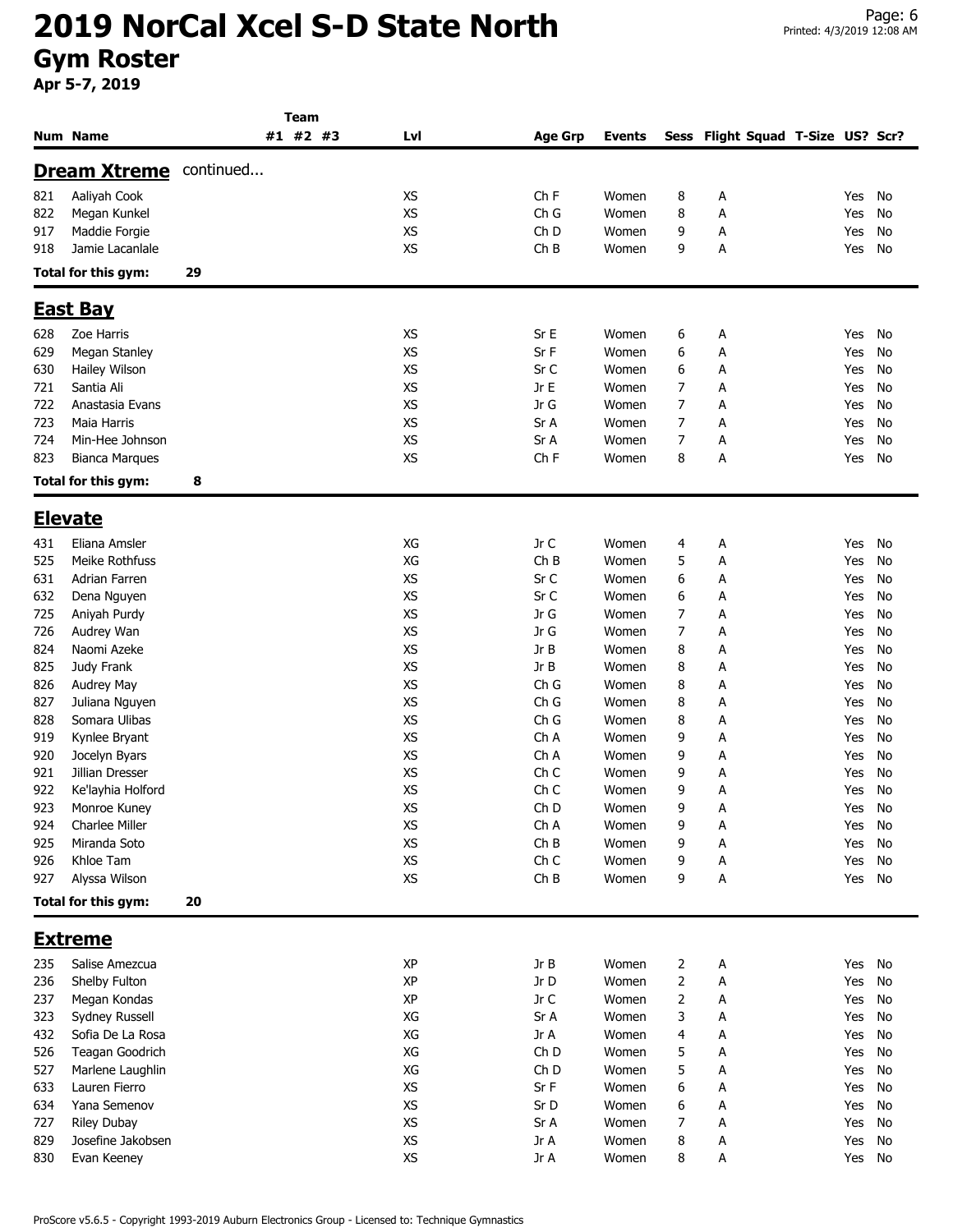# 2019 NorCal Xcel S-D State North

## Gym Roster

**Apr 5-7, 2019**

| Num | Name | Team #1 | Team #2 | Team #3 | Lvl | Age Grp | Events | Sess | Flight | Squad | T-Size | US? | Scr? |
|---|---|---|---|---|---|---|---|---|---|---|---|---|---|
| **Dream Xtreme** continued... | | | | | | | | | | | | | |
| 821 | Aaliyah Cook | | | | XS | Ch F | Women | 8 | A | | | Yes | No |
| 822 | Megan Kunkel | | | | XS | Ch G | Women | 8 | A | | | Yes | No |
| 917 | Maddie Forgie | | | | XS | Ch D | Women | 9 | A | | | Yes | No |
| 918 | Jamie Lacanlale | | | | XS | Ch B | Women | 9 | A | | | Yes | No |
| **Total for this gym:** | **29** | | | | | | | | | | | | |
| **East Bay** | | | | | | | | | | | | | |
| 628 | Zoe Harris | | | | XS | Sr E | Women | 6 | A | | | Yes | No |
| 629 | Megan Stanley | | | | XS | Sr F | Women | 6 | A | | | Yes | No |
| 630 | Hailey Wilson | | | | XS | Sr C | Women | 6 | A | | | Yes | No |
| 721 | Santia Ali | | | | XS | Jr E | Women | 7 | A | | | Yes | No |
| 722 | Anastasia Evans | | | | XS | Jr G | Women | 7 | A | | | Yes | No |
| 723 | Maia Harris | | | | XS | Sr A | Women | 7 | A | | | Yes | No |
| 724 | Min-Hee Johnson | | | | XS | Sr A | Women | 7 | A | | | Yes | No |
| 823 | Bianca Marques | | | | XS | Ch F | Women | 8 | A | | | Yes | No |
| **Total for this gym:** | **8** | | | | | | | | | | | | |
| **Elevate** | | | | | | | | | | | | | |
| 431 | Eliana Amsler | | | | XG | Jr C | Women | 4 | A | | | Yes | No |
| 525 | Meike Rothfuss | | | | XG | Ch B | Women | 5 | A | | | Yes | No |
| 631 | Adrian Farren | | | | XS | Sr C | Women | 6 | A | | | Yes | No |
| 632 | Dena Nguyen | | | | XS | Sr C | Women | 6 | A | | | Yes | No |
| 725 | Aniyah Purdy | | | | XS | Jr G | Women | 7 | A | | | Yes | No |
| 726 | Audrey Wan | | | | XS | Jr G | Women | 7 | A | | | Yes | No |
| 824 | Naomi Azeke | | | | XS | Jr B | Women | 8 | A | | | Yes | No |
| 825 | Judy Frank | | | | XS | Jr B | Women | 8 | A | | | Yes | No |
| 826 | Audrey May | | | | XS | Ch G | Women | 8 | A | | | Yes | No |
| 827 | Juliana Nguyen | | | | XS | Ch G | Women | 8 | A | | | Yes | No |
| 828 | Somara Ulibas | | | | XS | Ch G | Women | 8 | A | | | Yes | No |
| 919 | Kynlee Bryant | | | | XS | Ch A | Women | 9 | A | | | Yes | No |
| 920 | Jocelyn Byars | | | | XS | Ch A | Women | 9 | A | | | Yes | No |
| 921 | Jillian Dresser | | | | XS | Ch C | Women | 9 | A | | | Yes | No |
| 922 | Ke'layhia Holford | | | | XS | Ch C | Women | 9 | A | | | Yes | No |
| 923 | Monroe Kuney | | | | XS | Ch D | Women | 9 | A | | | Yes | No |
| 924 | Charlee Miller | | | | XS | Ch A | Women | 9 | A | | | Yes | No |
| 925 | Miranda Soto | | | | XS | Ch B | Women | 9 | A | | | Yes | No |
| 926 | Khloe Tam | | | | XS | Ch C | Women | 9 | A | | | Yes | No |
| 927 | Alyssa Wilson | | | | XS | Ch B | Women | 9 | A | | | Yes | No |
| **Total for this gym:** | **20** | | | | | | | | | | | | |
| **Extreme** | | | | | | | | | | | | | |
| 235 | Salise Amezcua | | | | XP | Jr B | Women | 2 | A | | | Yes | No |
| 236 | Shelby Fulton | | | | XP | Jr D | Women | 2 | A | | | Yes | No |
| 237 | Megan Kondas | | | | XP | Jr C | Women | 2 | A | | | Yes | No |
| 323 | Sydney Russell | | | | XG | Sr A | Women | 3 | A | | | Yes | No |
| 432 | Sofia De La Rosa | | | | XG | Jr A | Women | 4 | A | | | Yes | No |
| 526 | Teagan Goodrich | | | | XG | Ch D | Women | 5 | A | | | Yes | No |
| 527 | Marlene Laughlin | | | | XG | Ch D | Women | 5 | A | | | Yes | No |
| 633 | Lauren Fierro | | | | XS | Sr F | Women | 6 | A | | | Yes | No |
| 634 | Yana Semenov | | | | XS | Sr D | Women | 6 | A | | | Yes | No |
| 727 | Riley Dubay | | | | XS | Sr A | Women | 7 | A | | | Yes | No |
| 829 | Josefine Jakobsen | | | | XS | Jr A | Women | 8 | A | | | Yes | No |
| 830 | Evan Keeney | | | | XS | Jr A | Women | 8 | A | | | Yes | No |

ProScore v5.6.5 - Copyright 1993-2019 Auburn Electronics Group - Licensed to: Technique Gymnastics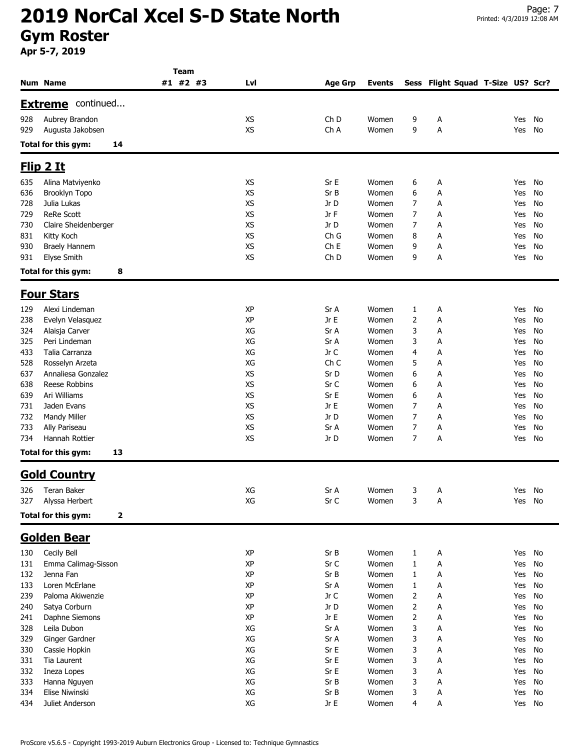# 2019 NorCal Xcel S-D State North

## Gym Roster

**Apr 5-7, 2019**

| Num | Name | Team #1 | Team #2 | Team #3 | Lvl | Age Grp | Events | Sess | Flight | Squad | T-Size | US? | Scr? |
|---|---|---|---|---|---|---|---|---|---|---|---|---|---|

### Extreme continued...

| Num | Name | Team #1 | Team #2 | Team #3 | Lvl | Age Grp | Events | Sess | Flight | Squad | T-Size | US? | Scr? |
|---|---|---|---|---|---|---|---|---|---|---|---|---|---|
| 928 | Aubrey Brandon | | | | XS | Ch D | Women | 9 | A | | | Yes | No |
| 929 | Augusta Jakobsen | | | | XS | Ch A | Women | 9 | A | | | Yes | No |

**Total for this gym: 14**

### Flip 2 It

| Num | Name | Team #1 | Team #2 | Team #3 | Lvl | Age Grp | Events | Sess | Flight | Squad | T-Size | US? | Scr? |
|---|---|---|---|---|---|---|---|---|---|---|---|---|---|
| 635 | Alina Matviyenko | | | | XS | Sr E | Women | 6 | A | | | Yes | No |
| 636 | Brooklyn Topo | | | | XS | Sr B | Women | 6 | A | | | Yes | No |
| 728 | Julia Lukas | | | | XS | Jr D | Women | 7 | A | | | Yes | No |
| 729 | ReRe Scott | | | | XS | Jr F | Women | 7 | A | | | Yes | No |
| 730 | Claire Sheidenberger | | | | XS | Jr D | Women | 7 | A | | | Yes | No |
| 831 | Kitty Koch | | | | XS | Ch G | Women | 8 | A | | | Yes | No |
| 930 | Braely Hannem | | | | XS | Ch E | Women | 9 | A | | | Yes | No |
| 931 | Elyse Smith | | | | XS | Ch D | Women | 9 | A | | | Yes | No |

**Total for this gym: 8**

### Four Stars

| Num | Name | Team #1 | Team #2 | Team #3 | Lvl | Age Grp | Events | Sess | Flight | Squad | T-Size | US? | Scr? |
|---|---|---|---|---|---|---|---|---|---|---|---|---|---|
| 129 | Alexi Lindeman | | | | XP | Sr A | Women | 1 | A | | | Yes | No |
| 238 | Evelyn Velasquez | | | | XP | Jr E | Women | 2 | A | | | Yes | No |
| 324 | Alaisja Carver | | | | XG | Sr A | Women | 3 | A | | | Yes | No |
| 325 | Peri Lindeman | | | | XG | Sr A | Women | 3 | A | | | Yes | No |
| 433 | Talia Carranza | | | | XG | Jr C | Women | 4 | A | | | Yes | No |
| 528 | Rosselyn Arzeta | | | | XG | Ch C | Women | 5 | A | | | Yes | No |
| 637 | Annaliesa Gonzalez | | | | XS | Sr D | Women | 6 | A | | | Yes | No |
| 638 | Reese Robbins | | | | XS | Sr C | Women | 6 | A | | | Yes | No |
| 639 | Ari Williams | | | | XS | Sr E | Women | 6 | A | | | Yes | No |
| 731 | Jaden Evans | | | | XS | Jr E | Women | 7 | A | | | Yes | No |
| 732 | Mandy Miller | | | | XS | Jr D | Women | 7 | A | | | Yes | No |
| 733 | Ally Pariseau | | | | XS | Sr A | Women | 7 | A | | | Yes | No |
| 734 | Hannah Rottier | | | | XS | Jr D | Women | 7 | A | | | Yes | No |

**Total for this gym: 13**

### Gold Country

| Num | Name | Team #1 | Team #2 | Team #3 | Lvl | Age Grp | Events | Sess | Flight | Squad | T-Size | US? | Scr? |
|---|---|---|---|---|---|---|---|---|---|---|---|---|---|
| 326 | Teran Baker | | | | XG | Sr A | Women | 3 | A | | | Yes | No |
| 327 | Alyssa Herbert | | | | XG | Sr C | Women | 3 | A | | | Yes | No |

**Total for this gym: 2**

### Golden Bear

| Num | Name | Team #1 | Team #2 | Team #3 | Lvl | Age Grp | Events | Sess | Flight | Squad | T-Size | US? | Scr? |
|---|---|---|---|---|---|---|---|---|---|---|---|---|---|
| 130 | Cecily Bell | | | | XP | Sr B | Women | 1 | A | | | Yes | No |
| 131 | Emma Calimag-Sisson | | | | XP | Sr C | Women | 1 | A | | | Yes | No |
| 132 | Jenna Fan | | | | XP | Sr B | Women | 1 | A | | | Yes | No |
| 133 | Loren McErlane | | | | XP | Sr A | Women | 1 | A | | | Yes | No |
| 239 | Paloma Akiwenzie | | | | XP | Jr C | Women | 2 | A | | | Yes | No |
| 240 | Satya Corburn | | | | XP | Jr D | Women | 2 | A | | | Yes | No |
| 241 | Daphne Siemons | | | | XP | Jr E | Women | 2 | A | | | Yes | No |
| 328 | Leila Dubon | | | | XG | Sr A | Women | 3 | A | | | Yes | No |
| 329 | Ginger Gardner | | | | XG | Sr A | Women | 3 | A | | | Yes | No |
| 330 | Cassie Hopkin | | | | XG | Sr E | Women | 3 | A | | | Yes | No |
| 331 | Tia Laurent | | | | XG | Sr E | Women | 3 | A | | | Yes | No |
| 332 | Ineza Lopes | | | | XG | Sr E | Women | 3 | A | | | Yes | No |
| 333 | Hanna Nguyen | | | | XG | Sr B | Women | 3 | A | | | Yes | No |
| 334 | Elise Niwinski | | | | XG | Sr B | Women | 3 | A | | | Yes | No |
| 434 | Juliet Anderson | | | | XG | Jr E | Women | 4 | A | | | Yes | No |

ProScore v5.6.5 - Copyright 1993-2019 Auburn Electronics Group - Licensed to: Technique Gymnastics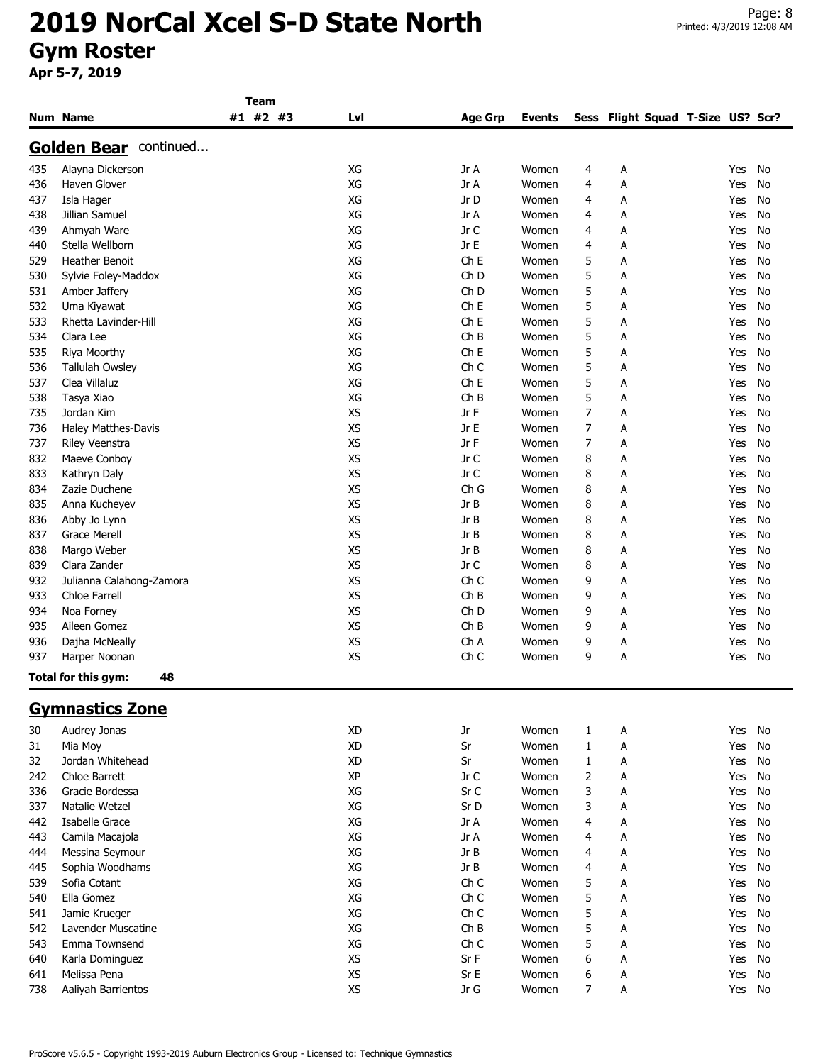# 2019 NorCal Xcel S-D State North

## Gym Roster

**Apr 5-7, 2019**

### Golden Bear continued...

| Num | Name | Team #1 | Team #2 | Team #3 | Lvl | Age Grp | Events | Sess | Flight | Squad | T-Size | US? | Scr? |
|---|---|---|---|---|---|---|---|---|---|---|---|---|---|
| 435 | Alayna Dickerson | | | | XG | Jr A | Women | 4 | A | | | Yes | No |
| 436 | Haven Glover | | | | XG | Jr A | Women | 4 | A | | | Yes | No |
| 437 | Isla Hager | | | | XG | Jr D | Women | 4 | A | | | Yes | No |
| 438 | Jillian Samuel | | | | XG | Jr A | Women | 4 | A | | | Yes | No |
| 439 | Ahmyah Ware | | | | XG | Jr C | Women | 4 | A | | | Yes | No |
| 440 | Stella Wellborn | | | | XG | Jr E | Women | 4 | A | | | Yes | No |
| 529 | Heather Benoit | | | | XG | Ch E | Women | 5 | A | | | Yes | No |
| 530 | Sylvie Foley-Maddox | | | | XG | Ch D | Women | 5 | A | | | Yes | No |
| 531 | Amber Jaffery | | | | XG | Ch D | Women | 5 | A | | | Yes | No |
| 532 | Uma Kiyawat | | | | XG | Ch E | Women | 5 | A | | | Yes | No |
| 533 | Rhetta Lavinder-Hill | | | | XG | Ch E | Women | 5 | A | | | Yes | No |
| 534 | Clara Lee | | | | XG | Ch B | Women | 5 | A | | | Yes | No |
| 535 | Riya Moorthy | | | | XG | Ch E | Women | 5 | A | | | Yes | No |
| 536 | Tallulah Owsley | | | | XG | Ch C | Women | 5 | A | | | Yes | No |
| 537 | Clea Villaluz | | | | XG | Ch E | Women | 5 | A | | | Yes | No |
| 538 | Tasya Xiao | | | | XG | Ch B | Women | 5 | A | | | Yes | No |
| 735 | Jordan Kim | | | | XS | Jr F | Women | 7 | A | | | Yes | No |
| 736 | Haley Matthes-Davis | | | | XS | Jr E | Women | 7 | A | | | Yes | No |
| 737 | Riley Veenstra | | | | XS | Jr F | Women | 7 | A | | | Yes | No |
| 832 | Maeve Conboy | | | | XS | Jr C | Women | 8 | A | | | Yes | No |
| 833 | Kathryn Daly | | | | XS | Jr C | Women | 8 | A | | | Yes | No |
| 834 | Zazie Duchene | | | | XS | Ch G | Women | 8 | A | | | Yes | No |
| 835 | Anna Kucheyev | | | | XS | Jr B | Women | 8 | A | | | Yes | No |
| 836 | Abby Jo Lynn | | | | XS | Jr B | Women | 8 | A | | | Yes | No |
| 837 | Grace Merell | | | | XS | Jr B | Women | 8 | A | | | Yes | No |
| 838 | Margo Weber | | | | XS | Jr B | Women | 8 | A | | | Yes | No |
| 839 | Clara Zander | | | | XS | Jr C | Women | 8 | A | | | Yes | No |
| 932 | Julianna Calahong-Zamora | | | | XS | Ch C | Women | 9 | A | | | Yes | No |
| 933 | Chloe Farrell | | | | XS | Ch B | Women | 9 | A | | | Yes | No |
| 934 | Noa Forney | | | | XS | Ch D | Women | 9 | A | | | Yes | No |
| 935 | Aileen Gomez | | | | XS | Ch B | Women | 9 | A | | | Yes | No |
| 936 | Dajha McNeally | | | | XS | Ch A | Women | 9 | A | | | Yes | No |
| 937 | Harper Noonan | | | | XS | Ch C | Women | 9 | A | | | Yes | No |

**Total for this gym: 48**

### Gymnastics Zone

| Num | Name | Team #1 | Team #2 | Team #3 | Lvl | Age Grp | Events | Sess | Flight | Squad | T-Size | US? | Scr? |
|---|---|---|---|---|---|---|---|---|---|---|---|---|---|
| 30 | Audrey Jonas | | | | XD | Jr | Women | 1 | A | | | Yes | No |
| 31 | Mia Moy | | | | XD | Sr | Women | 1 | A | | | Yes | No |
| 32 | Jordan Whitehead | | | | XD | Sr | Women | 1 | A | | | Yes | No |
| 242 | Chloe Barrett | | | | XP | Jr C | Women | 2 | A | | | Yes | No |
| 336 | Gracie Bordessa | | | | XG | Sr C | Women | 3 | A | | | Yes | No |
| 337 | Natalie Wetzel | | | | XG | Sr D | Women | 3 | A | | | Yes | No |
| 442 | Isabelle Grace | | | | XG | Jr A | Women | 4 | A | | | Yes | No |
| 443 | Camila Macajola | | | | XG | Jr A | Women | 4 | A | | | Yes | No |
| 444 | Messina Seymour | | | | XG | Jr B | Women | 4 | A | | | Yes | No |
| 445 | Sophia Woodhams | | | | XG | Jr B | Women | 4 | A | | | Yes | No |
| 539 | Sofia Cotant | | | | XG | Ch C | Women | 5 | A | | | Yes | No |
| 540 | Ella Gomez | | | | XG | Ch C | Women | 5 | A | | | Yes | No |
| 541 | Jamie Krueger | | | | XG | Ch C | Women | 5 | A | | | Yes | No |
| 542 | Lavender Muscatine | | | | XG | Ch B | Women | 5 | A | | | Yes | No |
| 543 | Emma Townsend | | | | XG | Ch C | Women | 5 | A | | | Yes | No |
| 640 | Karla Dominguez | | | | XS | Sr F | Women | 6 | A | | | Yes | No |
| 641 | Melissa Pena | | | | XS | Sr E | Women | 6 | A | | | Yes | No |
| 738 | Aaliyah Barrientos | | | | XS | Jr G | Women | 7 | A | | | Yes | No |

ProScore v5.6.5 - Copyright 1993-2019 Auburn Electronics Group - Licensed to: Technique Gymnastics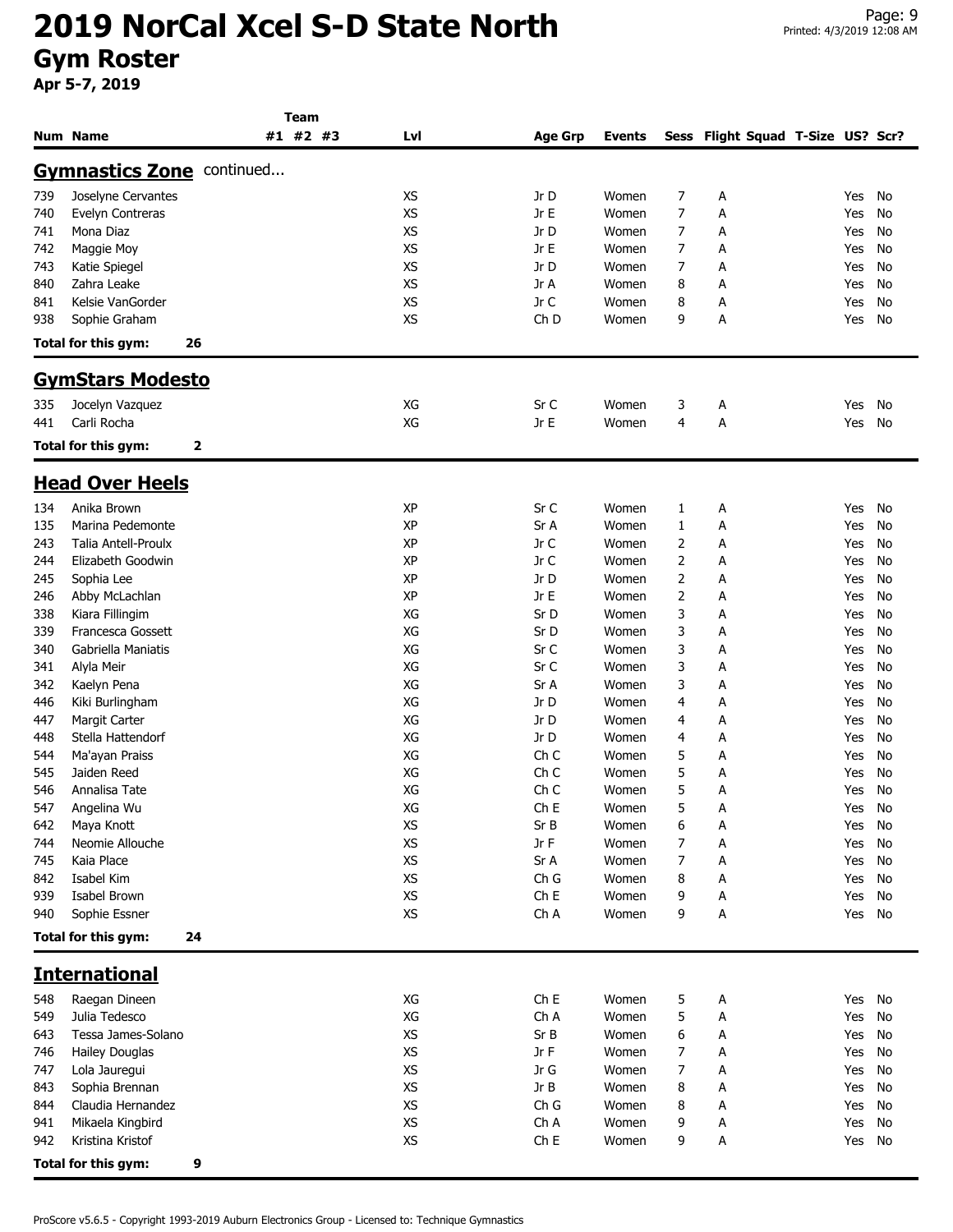# 2019 NorCal Xcel S-D State North

## Gym Roster

**Apr 5-7, 2019**

| Num | Name | Team #1 | Team #2 | Team #3 | Lvl | Age Grp | Events | Sess | Flight | Squad | T-Size | US? | Scr? |
|---|---|---|---|---|---|---|---|---|---|---|---|---|---|

### Gymnastics Zone continued...

| Num | Name | Team #1 | Team #2 | Team #3 | Lvl | Age Grp | Events | Sess | Flight | Squad | T-Size | US? | Scr? |
|---|---|---|---|---|---|---|---|---|---|---|---|---|---|
| 739 | Joselyne Cervantes | | | | XS | Jr D | Women | 7 | A | | | Yes | No |
| 740 | Evelyn Contreras | | | | XS | Jr E | Women | 7 | A | | | Yes | No |
| 741 | Mona Diaz | | | | XS | Jr D | Women | 7 | A | | | Yes | No |
| 742 | Maggie Moy | | | | XS | Jr E | Women | 7 | A | | | Yes | No |
| 743 | Katie Spiegel | | | | XS | Jr D | Women | 7 | A | | | Yes | No |
| 840 | Zahra Leake | | | | XS | Jr A | Women | 8 | A | | | Yes | No |
| 841 | Kelsie VanGorder | | | | XS | Jr C | Women | 8 | A | | | Yes | No |
| 938 | Sophie Graham | | | | XS | Ch D | Women | 9 | A | | | Yes | No |

**Total for this gym: 26**

### GymStars Modesto

| Num | Name | Team #1 | Team #2 | Team #3 | Lvl | Age Grp | Events | Sess | Flight | Squad | T-Size | US? | Scr? |
|---|---|---|---|---|---|---|---|---|---|---|---|---|---|
| 335 | Jocelyn Vazquez | | | | XG | Sr C | Women | 3 | A | | | Yes | No |
| 441 | Carli Rocha | | | | XG | Jr E | Women | 4 | A | | | Yes | No |

**Total for this gym: 2**

### Head Over Heels

| Num | Name | Team #1 | Team #2 | Team #3 | Lvl | Age Grp | Events | Sess | Flight | Squad | T-Size | US? | Scr? |
|---|---|---|---|---|---|---|---|---|---|---|---|---|---|
| 134 | Anika Brown | | | | XP | Sr C | Women | 1 | A | | | Yes | No |
| 135 | Marina Pedemonte | | | | XP | Sr A | Women | 1 | A | | | Yes | No |
| 243 | Talia Antell-Proulx | | | | XP | Jr C | Women | 2 | A | | | Yes | No |
| 244 | Elizabeth Goodwin | | | | XP | Jr C | Women | 2 | A | | | Yes | No |
| 245 | Sophia Lee | | | | XP | Jr D | Women | 2 | A | | | Yes | No |
| 246 | Abby McLachlan | | | | XP | Jr E | Women | 2 | A | | | Yes | No |
| 338 | Kiara Fillingim | | | | XG | Sr D | Women | 3 | A | | | Yes | No |
| 339 | Francesca Gossett | | | | XG | Sr D | Women | 3 | A | | | Yes | No |
| 340 | Gabriella Maniatis | | | | XG | Sr C | Women | 3 | A | | | Yes | No |
| 341 | Alyla Meir | | | | XG | Sr C | Women | 3 | A | | | Yes | No |
| 342 | Kaelyn Pena | | | | XG | Sr A | Women | 3 | A | | | Yes | No |
| 446 | Kiki Burlingham | | | | XG | Jr D | Women | 4 | A | | | Yes | No |
| 447 | Margit Carter | | | | XG | Jr D | Women | 4 | A | | | Yes | No |
| 448 | Stella Hattendorf | | | | XG | Jr D | Women | 4 | A | | | Yes | No |
| 544 | Ma'ayan Praiss | | | | XG | Ch C | Women | 5 | A | | | Yes | No |
| 545 | Jaiden Reed | | | | XG | Ch C | Women | 5 | A | | | Yes | No |
| 546 | Annalisa Tate | | | | XG | Ch C | Women | 5 | A | | | Yes | No |
| 547 | Angelina Wu | | | | XG | Ch E | Women | 5 | A | | | Yes | No |
| 642 | Maya Knott | | | | XS | Sr B | Women | 6 | A | | | Yes | No |
| 744 | Neomie Allouche | | | | XS | Jr F | Women | 7 | A | | | Yes | No |
| 745 | Kaia Place | | | | XS | Sr A | Women | 7 | A | | | Yes | No |
| 842 | Isabel Kim | | | | XS | Ch G | Women | 8 | A | | | Yes | No |
| 939 | Isabel Brown | | | | XS | Ch E | Women | 9 | A | | | Yes | No |
| 940 | Sophie Essner | | | | XS | Ch A | Women | 9 | A | | | Yes | No |

**Total for this gym: 24**

### International

| Num | Name | Team #1 | Team #2 | Team #3 | Lvl | Age Grp | Events | Sess | Flight | Squad | T-Size | US? | Scr? |
|---|---|---|---|---|---|---|---|---|---|---|---|---|---|
| 548 | Raegan Dineen | | | | XG | Ch E | Women | 5 | A | | | Yes | No |
| 549 | Julia Tedesco | | | | XG | Ch A | Women | 5 | A | | | Yes | No |
| 643 | Tessa James-Solano | | | | XS | Sr B | Women | 6 | A | | | Yes | No |
| 746 | Hailey Douglas | | | | XS | Jr F | Women | 7 | A | | | Yes | No |
| 747 | Lola Jauregui | | | | XS | Jr G | Women | 7 | A | | | Yes | No |
| 843 | Sophia Brennan | | | | XS | Jr B | Women | 8 | A | | | Yes | No |
| 844 | Claudia Hernandez | | | | XS | Ch G | Women | 8 | A | | | Yes | No |
| 941 | Mikaela Kingbird | | | | XS | Ch A | Women | 9 | A | | | Yes | No |
| 942 | Kristina Kristof | | | | XS | Ch E | Women | 9 | A | | | Yes | No |

**Total for this gym: 9**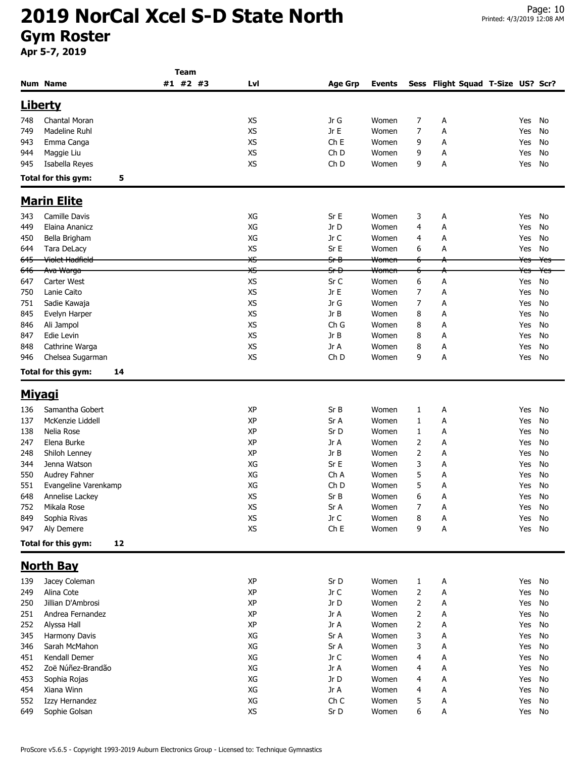# 2019 NorCal Xcel S-D State North

## Gym Roster

**Apr 5-7, 2019**

## Liberty

| Num | Name | Team #1 | Team #2 | Team #3 | Lvl | Age Grp | Events | Sess | Flight | Squad | T-Size | US? | Scr? |
|---|---|---|---|---|---|---|---|---|---|---|---|---|---|
| 748 | Chantal Moran | | | | XS | Jr G | Women | 7 | A | | | Yes | No |
| 749 | Madeline Ruhl | | | | XS | Jr E | Women | 7 | A | | | Yes | No |
| 943 | Emma Canga | | | | XS | Ch E | Women | 9 | A | | | Yes | No |
| 944 | Maggie Liu | | | | XS | Ch D | Women | 9 | A | | | Yes | No |
| 945 | Isabella Reyes | | | | XS | Ch D | Women | 9 | A | | | Yes | No |

**Total for this gym: 5**

## Marin Elite

| Num | Name | Team #1 | Team #2 | Team #3 | Lvl | Age Grp | Events | Sess | Flight | Squad | T-Size | US? | Scr? |
|---|---|---|---|---|---|---|---|---|---|---|---|---|---|
| 343 | Camille Davis | | | | XG | Sr E | Women | 3 | A | | | Yes | No |
| 449 | Elaina Ananicz | | | | XG | Jr D | Women | 4 | A | | | Yes | No |
| 450 | Bella Brigham | | | | XG | Jr C | Women | 4 | A | | | Yes | No |
| 644 | Tara DeLacy | | | | XS | Sr E | Women | 6 | A | | | Yes | No |
| ~~645~~ | ~~Violet Hadfield~~ | | | | ~~XS~~ | ~~Sr B~~ | ~~Women~~ | ~~6~~ | ~~A~~ | | | ~~Yes~~ | ~~Yes~~ |
| ~~646~~ | ~~Ava Warga~~ | | | | ~~XS~~ | ~~Sr D~~ | ~~Women~~ | ~~6~~ | ~~A~~ | | | ~~Yes~~ | ~~Yes~~ |
| 647 | Carter West | | | | XS | Sr C | Women | 6 | A | | | Yes | No |
| 750 | Lanie Caito | | | | XS | Jr E | Women | 7 | A | | | Yes | No |
| 751 | Sadie Kawaja | | | | XS | Jr G | Women | 7 | A | | | Yes | No |
| 845 | Evelyn Harper | | | | XS | Jr B | Women | 8 | A | | | Yes | No |
| 846 | Ali Jampol | | | | XS | Ch G | Women | 8 | A | | | Yes | No |
| 847 | Edie Levin | | | | XS | Jr B | Women | 8 | A | | | Yes | No |
| 848 | Cathrine Warga | | | | XS | Jr A | Women | 8 | A | | | Yes | No |
| 946 | Chelsea Sugarman | | | | XS | Ch D | Women | 9 | A | | | Yes | No |

**Total for this gym: 14**

## Miyagi

| Num | Name | Team #1 | Team #2 | Team #3 | Lvl | Age Grp | Events | Sess | Flight | Squad | T-Size | US? | Scr? |
|---|---|---|---|---|---|---|---|---|---|---|---|---|---|
| 136 | Samantha Gobert | | | | XP | Sr B | Women | 1 | A | | | Yes | No |
| 137 | McKenzie Liddell | | | | XP | Sr A | Women | 1 | A | | | Yes | No |
| 138 | Nelia Rose | | | | XP | Sr D | Women | 1 | A | | | Yes | No |
| 247 | Elena Burke | | | | XP | Jr A | Women | 2 | A | | | Yes | No |
| 248 | Shiloh Lenney | | | | XP | Jr B | Women | 2 | A | | | Yes | No |
| 344 | Jenna Watson | | | | XG | Sr E | Women | 3 | A | | | Yes | No |
| 550 | Audrey Fahner | | | | XG | Ch A | Women | 5 | A | | | Yes | No |
| 551 | Evangeline Varenkamp | | | | XG | Ch D | Women | 5 | A | | | Yes | No |
| 648 | Annelise Lackey | | | | XS | Sr B | Women | 6 | A | | | Yes | No |
| 752 | Mikala Rose | | | | XS | Sr A | Women | 7 | A | | | Yes | No |
| 849 | Sophia Rivas | | | | XS | Jr C | Women | 8 | A | | | Yes | No |
| 947 | Aly Demere | | | | XS | Ch E | Women | 9 | A | | | Yes | No |

**Total for this gym: 12**

## North Bay

| Num | Name | Team #1 | Team #2 | Team #3 | Lvl | Age Grp | Events | Sess | Flight | Squad | T-Size | US? | Scr? |
|---|---|---|---|---|---|---|---|---|---|---|---|---|---|
| 139 | Jacey Coleman | | | | XP | Sr D | Women | 1 | A | | | Yes | No |
| 249 | Alina Cote | | | | XP | Jr C | Women | 2 | A | | | Yes | No |
| 250 | Jillian D'Ambrosi | | | | XP | Jr D | Women | 2 | A | | | Yes | No |
| 251 | Andrea Fernandez | | | | XP | Jr A | Women | 2 | A | | | Yes | No |
| 252 | Alyssa Hall | | | | XP | Jr A | Women | 2 | A | | | Yes | No |
| 345 | Harmony Davis | | | | XG | Sr A | Women | 3 | A | | | Yes | No |
| 346 | Sarah McMahon | | | | XG | Sr A | Women | 3 | A | | | Yes | No |
| 451 | Kendall Demer | | | | XG | Jr C | Women | 4 | A | | | Yes | No |
| 452 | Zoë Núñez-Brandão | | | | XG | Jr A | Women | 4 | A | | | Yes | No |
| 453 | Sophia Rojas | | | | XG | Jr D | Women | 4 | A | | | Yes | No |
| 454 | Xiana Winn | | | | XG | Jr A | Women | 4 | A | | | Yes | No |
| 552 | Izzy Hernandez | | | | XG | Ch C | Women | 5 | A | | | Yes | No |
| 649 | Sophie Golsan | | | | XS | Sr D | Women | 6 | A | | | Yes | No |

ProScore v5.6.5 - Copyright 1993-2019 Auburn Electronics Group - Licensed to: Technique Gymnastics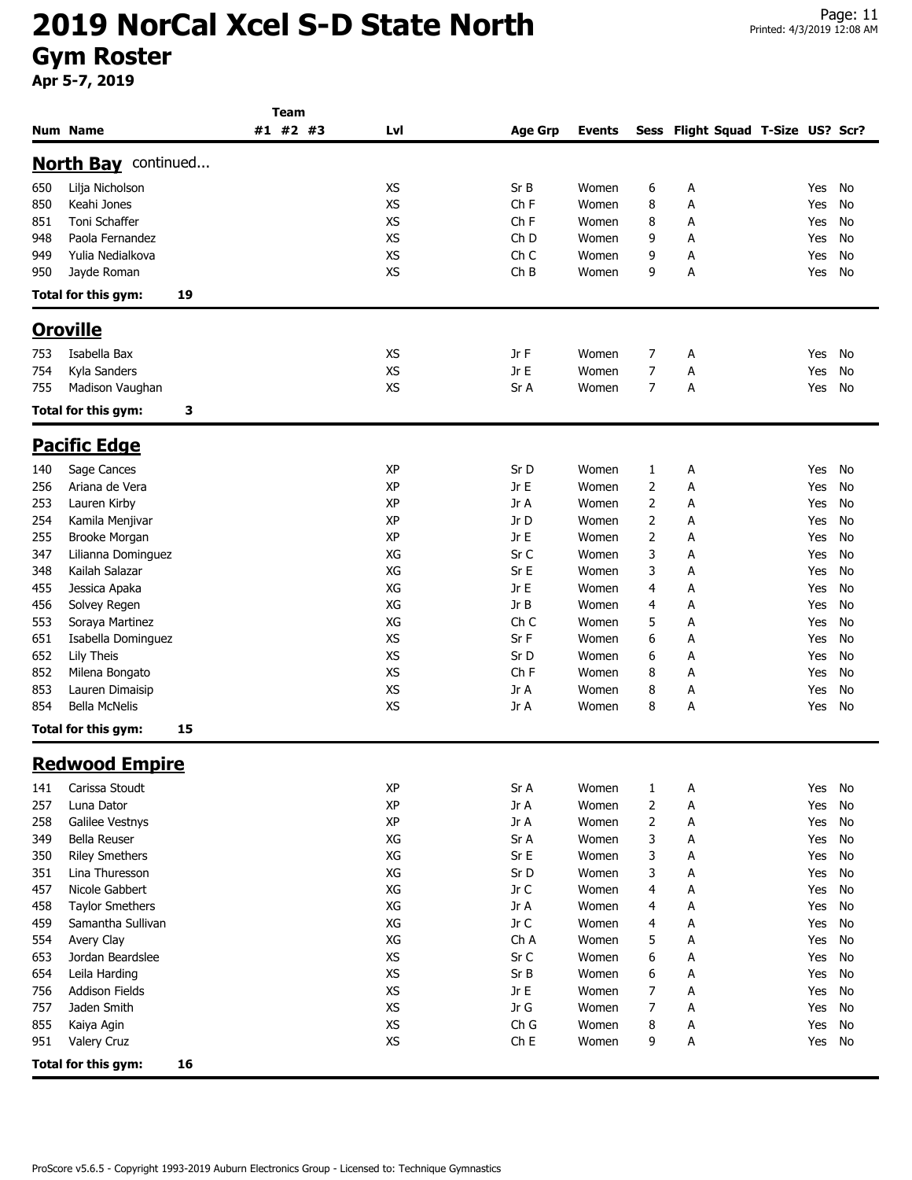# 2019 NorCal Xcel S-D State North

## Gym Roster

**Apr 5-7, 2019**

| Num | Name | Team #1 | Team #2 | Team #3 | Lvl | Age Grp | Events | Sess | Flight | Squad | T-Size | US? | Scr? |
|---|---|---|---|---|---|---|---|---|---|---|---|---|---|

### North Bay continued...

| Num | Name | Team #1 | Team #2 | Team #3 | Lvl | Age Grp | Events | Sess | Flight | Squad | T-Size | US? | Scr? |
|---|---|---|---|---|---|---|---|---|---|---|---|---|---|
| 650 | Lilja Nicholson | | | | XS | Sr B | Women | 6 | A | | | Yes | No |
| 850 | Keahi Jones | | | | XS | Ch F | Women | 8 | A | | | Yes | No |
| 851 | Toni Schaffer | | | | XS | Ch F | Women | 8 | A | | | Yes | No |
| 948 | Paola Fernandez | | | | XS | Ch D | Women | 9 | A | | | Yes | No |
| 949 | Yulia Nedialkova | | | | XS | Ch C | Women | 9 | A | | | Yes | No |
| 950 | Jayde Roman | | | | XS | Ch B | Women | 9 | A | | | Yes | No |

**Total for this gym: 19**

### Oroville

| Num | Name | Team #1 | Team #2 | Team #3 | Lvl | Age Grp | Events | Sess | Flight | Squad | T-Size | US? | Scr? |
|---|---|---|---|---|---|---|---|---|---|---|---|---|---|
| 753 | Isabella Bax | | | | XS | Jr F | Women | 7 | A | | | Yes | No |
| 754 | Kyla Sanders | | | | XS | Jr E | Women | 7 | A | | | Yes | No |
| 755 | Madison Vaughan | | | | XS | Sr A | Women | 7 | A | | | Yes | No |

**Total for this gym: 3**

### Pacific Edge

| Num | Name | Team #1 | Team #2 | Team #3 | Lvl | Age Grp | Events | Sess | Flight | Squad | T-Size | US? | Scr? |
|---|---|---|---|---|---|---|---|---|---|---|---|---|---|
| 140 | Sage Cances | | | | XP | Sr D | Women | 1 | A | | | Yes | No |
| 256 | Ariana de Vera | | | | XP | Jr E | Women | 2 | A | | | Yes | No |
| 253 | Lauren Kirby | | | | XP | Jr A | Women | 2 | A | | | Yes | No |
| 254 | Kamila Menjivar | | | | XP | Jr D | Women | 2 | A | | | Yes | No |
| 255 | Brooke Morgan | | | | XP | Jr E | Women | 2 | A | | | Yes | No |
| 347 | Lilianna Dominguez | | | | XG | Sr C | Women | 3 | A | | | Yes | No |
| 348 | Kailah Salazar | | | | XG | Sr E | Women | 3 | A | | | Yes | No |
| 455 | Jessica Apaka | | | | XG | Jr E | Women | 4 | A | | | Yes | No |
| 456 | Solvey Regen | | | | XG | Jr B | Women | 4 | A | | | Yes | No |
| 553 | Soraya Martinez | | | | XG | Ch C | Women | 5 | A | | | Yes | No |
| 651 | Isabella Dominguez | | | | XS | Sr F | Women | 6 | A | | | Yes | No |
| 652 | Lily Theis | | | | XS | Sr D | Women | 6 | A | | | Yes | No |
| 852 | Milena Bongato | | | | XS | Ch F | Women | 8 | A | | | Yes | No |
| 853 | Lauren Dimaisip | | | | XS | Jr A | Women | 8 | A | | | Yes | No |
| 854 | Bella McNelis | | | | XS | Jr A | Women | 8 | A | | | Yes | No |

**Total for this gym: 15**

### Redwood Empire

| Num | Name | Team #1 | Team #2 | Team #3 | Lvl | Age Grp | Events | Sess | Flight | Squad | T-Size | US? | Scr? |
|---|---|---|---|---|---|---|---|---|---|---|---|---|---|
| 141 | Carissa Stoudt | | | | XP | Sr A | Women | 1 | A | | | Yes | No |
| 257 | Luna Dator | | | | XP | Jr A | Women | 2 | A | | | Yes | No |
| 258 | Galilee Vestnys | | | | XP | Jr A | Women | 2 | A | | | Yes | No |
| 349 | Bella Reuser | | | | XG | Sr A | Women | 3 | A | | | Yes | No |
| 350 | Riley Smethers | | | | XG | Sr E | Women | 3 | A | | | Yes | No |
| 351 | Lina Thuresson | | | | XG | Sr D | Women | 3 | A | | | Yes | No |
| 457 | Nicole Gabbert | | | | XG | Jr C | Women | 4 | A | | | Yes | No |
| 458 | Taylor Smethers | | | | XG | Jr A | Women | 4 | A | | | Yes | No |
| 459 | Samantha Sullivan | | | | XG | Jr C | Women | 4 | A | | | Yes | No |
| 554 | Avery Clay | | | | XG | Ch A | Women | 5 | A | | | Yes | No |
| 653 | Jordan Beardslee | | | | XS | Sr C | Women | 6 | A | | | Yes | No |
| 654 | Leila Harding | | | | XS | Sr B | Women | 6 | A | | | Yes | No |
| 756 | Addison Fields | | | | XS | Jr E | Women | 7 | A | | | Yes | No |
| 757 | Jaden Smith | | | | XS | Jr G | Women | 7 | A | | | Yes | No |
| 855 | Kaiya Agin | | | | XS | Ch G | Women | 8 | A | | | Yes | No |
| 951 | Valery Cruz | | | | XS | Ch E | Women | 9 | A | | | Yes | No |

**Total for this gym: 16**

ProScore v5.6.5 - Copyright 1993-2019 Auburn Electronics Group - Licensed to: Technique Gymnastics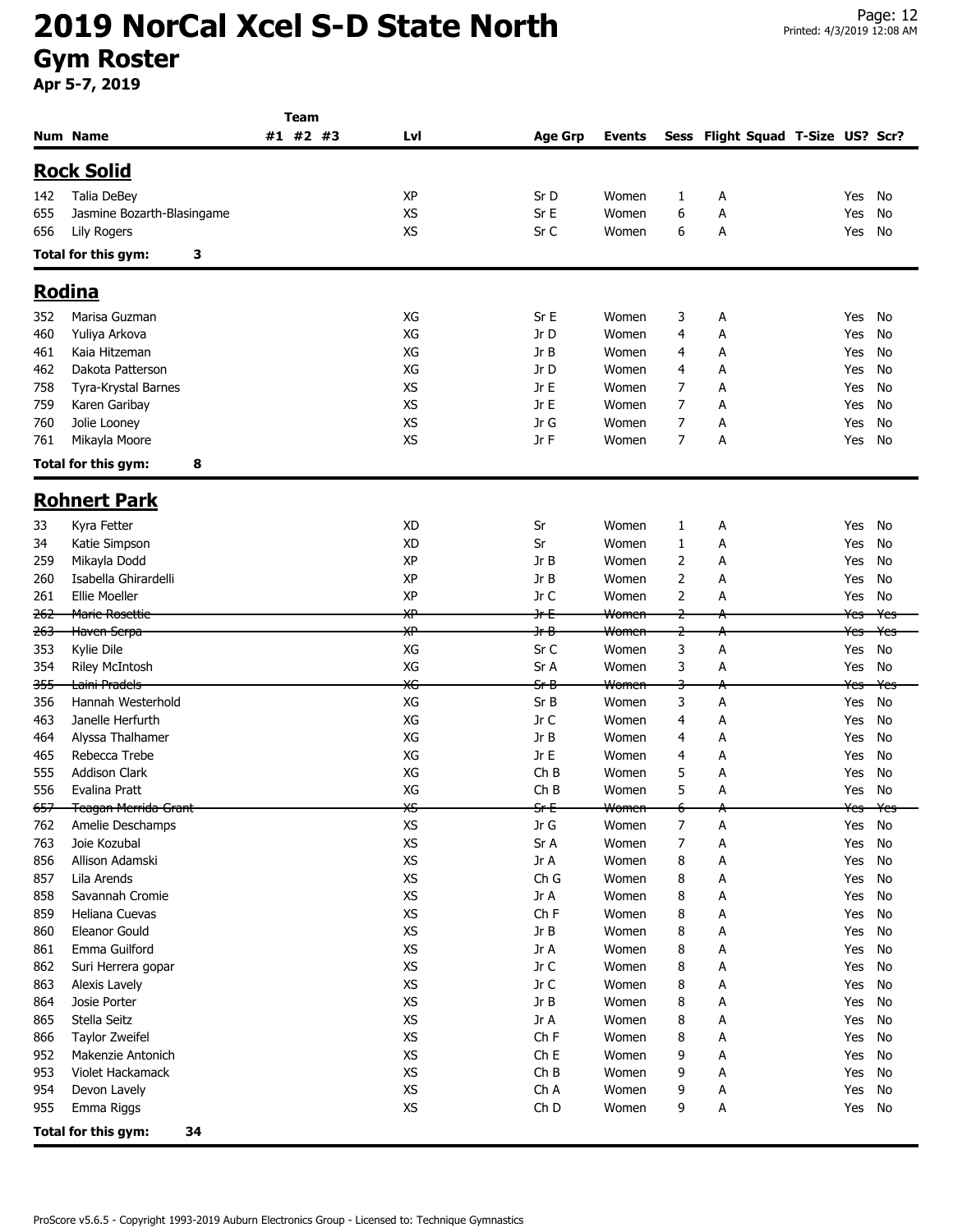# 2019 NorCal Xcel S-D State North

## Gym Roster

**Apr 5-7, 2019**

### Rock Solid

| Num | Name | Team #1 | Team #2 | Team #3 | Lvl | Age Grp | Events | Sess | Flight | Squad | T-Size | US? | Scr? |
|---|---|---|---|---|---|---|---|---|---|---|---|---|---|
| 142 | Talia DeBey | | | | XP | Sr D | Women | 1 | A | | | Yes | No |
| 655 | Jasmine Bozarth-Blasingame | | | | XS | Sr E | Women | 6 | A | | | Yes | No |
| 656 | Lily Rogers | | | | XS | Sr C | Women | 6 | A | | | Yes | No |

**Total for this gym: 3**

### Rodina

| Num | Name | Team #1 | Team #2 | Team #3 | Lvl | Age Grp | Events | Sess | Flight | Squad | T-Size | US? | Scr? |
|---|---|---|---|---|---|---|---|---|---|---|---|---|---|
| 352 | Marisa Guzman | | | | XG | Sr E | Women | 3 | A | | | Yes | No |
| 460 | Yuliya Arkova | | | | XG | Jr D | Women | 4 | A | | | Yes | No |
| 461 | Kaia Hitzeman | | | | XG | Jr B | Women | 4 | A | | | Yes | No |
| 462 | Dakota Patterson | | | | XG | Jr D | Women | 4 | A | | | Yes | No |
| 758 | Tyra-Krystal Barnes | | | | XS | Jr E | Women | 7 | A | | | Yes | No |
| 759 | Karen Garibay | | | | XS | Jr E | Women | 7 | A | | | Yes | No |
| 760 | Jolie Looney | | | | XS | Jr G | Women | 7 | A | | | Yes | No |
| 761 | Mikayla Moore | | | | XS | Jr F | Women | 7 | A | | | Yes | No |

**Total for this gym: 8**

### Rohnert Park

| Num | Name | Team #1 | Team #2 | Team #3 | Lvl | Age Grp | Events | Sess | Flight | Squad | T-Size | US? | Scr? |
|---|---|---|---|---|---|---|---|---|---|---|---|---|---|
| 33 | Kyra Fetter | | | | XD | Sr | Women | 1 | A | | | Yes | No |
| 34 | Katie Simpson | | | | XD | Sr | Women | 1 | A | | | Yes | No |
| 259 | Mikayla Dodd | | | | XP | Jr B | Women | 2 | A | | | Yes | No |
| 260 | Isabella Ghirardelli | | | | XP | Jr B | Women | 2 | A | | | Yes | No |
| 261 | Ellie Moeller | | | | XP | Jr C | Women | 2 | A | | | Yes | No |
| ~~262~~ | ~~Marie Rosettie~~ | | | | ~~XP~~ | ~~Jr E~~ | ~~Women~~ | ~~2~~ | ~~A~~ | | | ~~Yes~~ | ~~Yes~~ |
| ~~263~~ | ~~Haven Serpa~~ | | | | ~~XP~~ | ~~Jr B~~ | ~~Women~~ | ~~2~~ | ~~A~~ | | | ~~Yes~~ | ~~Yes~~ |
| 353 | Kylie Dile | | | | XG | Sr C | Women | 3 | A | | | Yes | No |
| 354 | Riley McIntosh | | | | XG | Sr A | Women | 3 | A | | | Yes | No |
| ~~355~~ | ~~Laini Pradels~~ | | | | ~~XG~~ | ~~Sr B~~ | ~~Women~~ | ~~3~~ | ~~A~~ | | | ~~Yes~~ | ~~Yes~~ |
| 356 | Hannah Westerhold | | | | XG | Sr B | Women | 3 | A | | | Yes | No |
| 463 | Janelle Herfurth | | | | XG | Jr C | Women | 4 | A | | | Yes | No |
| 464 | Alyssa Thalhamer | | | | XG | Jr B | Women | 4 | A | | | Yes | No |
| 465 | Rebecca Trebe | | | | XG | Jr E | Women | 4 | A | | | Yes | No |
| 555 | Addison Clark | | | | XG | Ch B | Women | 5 | A | | | Yes | No |
| 556 | Evalina Pratt | | | | XG | Ch B | Women | 5 | A | | | Yes | No |
| ~~657~~ | ~~Teagan Merrida-Grant~~ | | | | ~~XS~~ | ~~Sr E~~ | ~~Women~~ | ~~6~~ | ~~A~~ | | | ~~Yes~~ | ~~Yes~~ |
| 762 | Amelie Deschamps | | | | XS | Jr G | Women | 7 | A | | | Yes | No |
| 763 | Joie Kozubal | | | | XS | Sr A | Women | 7 | A | | | Yes | No |
| 856 | Allison Adamski | | | | XS | Jr A | Women | 8 | A | | | Yes | No |
| 857 | Lila Arends | | | | XS | Ch G | Women | 8 | A | | | Yes | No |
| 858 | Savannah Cromie | | | | XS | Jr A | Women | 8 | A | | | Yes | No |
| 859 | Heliana Cuevas | | | | XS | Ch F | Women | 8 | A | | | Yes | No |
| 860 | Eleanor Gould | | | | XS | Jr B | Women | 8 | A | | | Yes | No |
| 861 | Emma Guilford | | | | XS | Jr A | Women | 8 | A | | | Yes | No |
| 862 | Suri Herrera gopar | | | | XS | Jr C | Women | 8 | A | | | Yes | No |
| 863 | Alexis Lavely | | | | XS | Jr C | Women | 8 | A | | | Yes | No |
| 864 | Josie Porter | | | | XS | Jr B | Women | 8 | A | | | Yes | No |
| 865 | Stella Seitz | | | | XS | Jr A | Women | 8 | A | | | Yes | No |
| 866 | Taylor Zweifel | | | | XS | Ch F | Women | 8 | A | | | Yes | No |
| 952 | Makenzie Antonich | | | | XS | Ch E | Women | 9 | A | | | Yes | No |
| 953 | Violet Hackamack | | | | XS | Ch B | Women | 9 | A | | | Yes | No |
| 954 | Devon Lavely | | | | XS | Ch A | Women | 9 | A | | | Yes | No |
| 955 | Emma Riggs | | | | XS | Ch D | Women | 9 | A | | | Yes | No |

**Total for this gym: 34**

ProScore v5.6.5 - Copyright 1993-2019 Auburn Electronics Group - Licensed to: Technique Gymnastics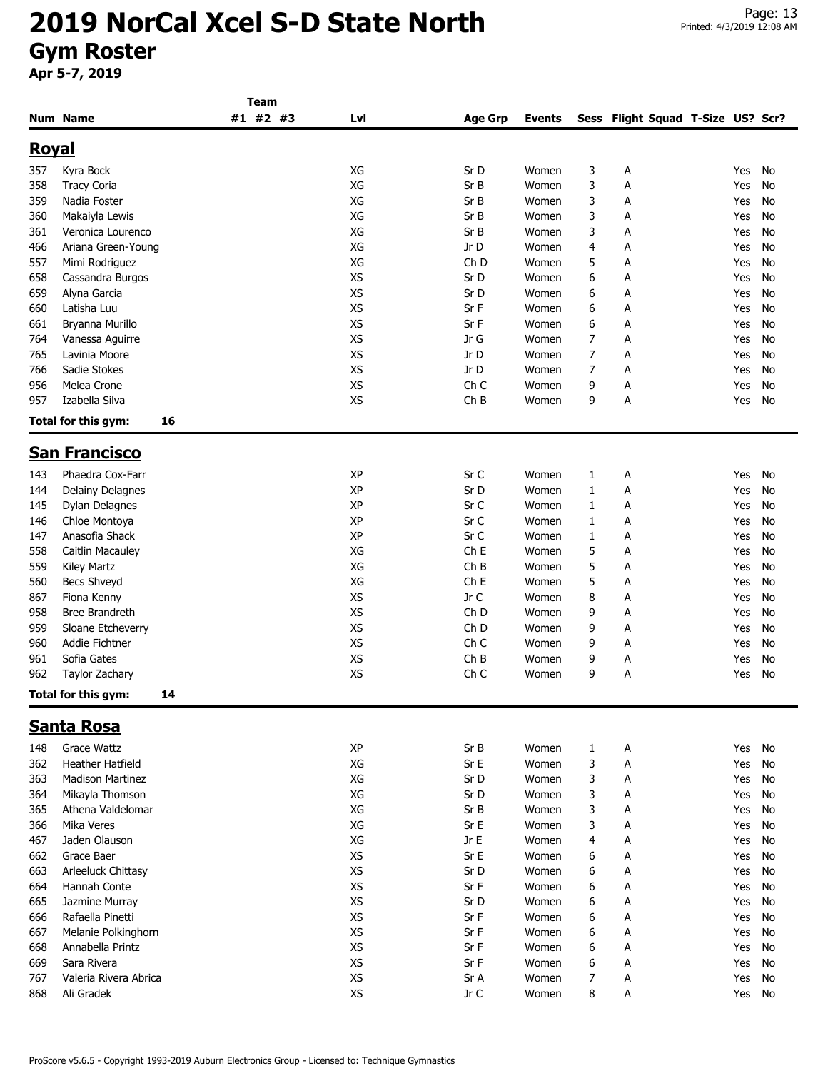# 2019 NorCal Xcel S-D State North

## Gym Roster

**Apr 5-7, 2019**

| Num | Name | Team #1 | Team #2 | Team #3 | Lvl | Age Grp | Events | Sess | Flight | Squad | T-Size | US? | Scr? |
|---|---|---|---|---|---|---|---|---|---|---|---|---|---|

### Royal

| Num | Name | Team #1 | Team #2 | Team #3 | Lvl | Age Grp | Events | Sess | Flight | Squad | T-Size | US? | Scr? |
|---|---|---|---|---|---|---|---|---|---|---|---|---|---|
| 357 | Kyra Bock | | | | XG | Sr D | Women | 3 | A | | | Yes | No |
| 358 | Tracy Coria | | | | XG | Sr B | Women | 3 | A | | | Yes | No |
| 359 | Nadia Foster | | | | XG | Sr B | Women | 3 | A | | | Yes | No |
| 360 | Makaiyla Lewis | | | | XG | Sr B | Women | 3 | A | | | Yes | No |
| 361 | Veronica Lourenco | | | | XG | Sr B | Women | 3 | A | | | Yes | No |
| 466 | Ariana Green-Young | | | | XG | Jr D | Women | 4 | A | | | Yes | No |
| 557 | Mimi Rodriguez | | | | XG | Ch D | Women | 5 | A | | | Yes | No |
| 658 | Cassandra Burgos | | | | XS | Sr D | Women | 6 | A | | | Yes | No |
| 659 | Alyna Garcia | | | | XS | Sr D | Women | 6 | A | | | Yes | No |
| 660 | Latisha Luu | | | | XS | Sr F | Women | 6 | A | | | Yes | No |
| 661 | Bryanna Murillo | | | | XS | Sr F | Women | 6 | A | | | Yes | No |
| 764 | Vanessa Aguirre | | | | XS | Jr G | Women | 7 | A | | | Yes | No |
| 765 | Lavinia Moore | | | | XS | Jr D | Women | 7 | A | | | Yes | No |
| 766 | Sadie Stokes | | | | XS | Jr D | Women | 7 | A | | | Yes | No |
| 956 | Melea Crone | | | | XS | Ch C | Women | 9 | A | | | Yes | No |
| 957 | Izabella Silva | | | | XS | Ch B | Women | 9 | A | | | Yes | No |

**Total for this gym: 16**

### San Francisco

| Num | Name | Team #1 | Team #2 | Team #3 | Lvl | Age Grp | Events | Sess | Flight | Squad | T-Size | US? | Scr? |
|---|---|---|---|---|---|---|---|---|---|---|---|---|---|
| 143 | Phaedra Cox-Farr | | | | XP | Sr C | Women | 1 | A | | | Yes | No |
| 144 | Delainy Delagnes | | | | XP | Sr D | Women | 1 | A | | | Yes | No |
| 145 | Dylan Delagnes | | | | XP | Sr C | Women | 1 | A | | | Yes | No |
| 146 | Chloe Montoya | | | | XP | Sr C | Women | 1 | A | | | Yes | No |
| 147 | Anasofia Shack | | | | XP | Sr C | Women | 1 | A | | | Yes | No |
| 558 | Caitlin Macauley | | | | XG | Ch E | Women | 5 | A | | | Yes | No |
| 559 | Kiley Martz | | | | XG | Ch B | Women | 5 | A | | | Yes | No |
| 560 | Becs Shveyd | | | | XG | Ch E | Women | 5 | A | | | Yes | No |
| 867 | Fiona Kenny | | | | XS | Jr C | Women | 8 | A | | | Yes | No |
| 958 | Bree Brandreth | | | | XS | Ch D | Women | 9 | A | | | Yes | No |
| 959 | Sloane Etcheverry | | | | XS | Ch D | Women | 9 | A | | | Yes | No |
| 960 | Addie Fichtner | | | | XS | Ch C | Women | 9 | A | | | Yes | No |
| 961 | Sofia Gates | | | | XS | Ch B | Women | 9 | A | | | Yes | No |
| 962 | Taylor Zachary | | | | XS | Ch C | Women | 9 | A | | | Yes | No |

**Total for this gym: 14**

### Santa Rosa

| Num | Name | Team #1 | Team #2 | Team #3 | Lvl | Age Grp | Events | Sess | Flight | Squad | T-Size | US? | Scr? |
|---|---|---|---|---|---|---|---|---|---|---|---|---|---|
| 148 | Grace Wattz | | | | XP | Sr B | Women | 1 | A | | | Yes | No |
| 362 | Heather Hatfield | | | | XG | Sr E | Women | 3 | A | | | Yes | No |
| 363 | Madison Martinez | | | | XG | Sr D | Women | 3 | A | | | Yes | No |
| 364 | Mikayla Thomson | | | | XG | Sr D | Women | 3 | A | | | Yes | No |
| 365 | Athena Valdelomar | | | | XG | Sr B | Women | 3 | A | | | Yes | No |
| 366 | Mika Veres | | | | XG | Sr E | Women | 3 | A | | | Yes | No |
| 467 | Jaden Olauson | | | | XG | Jr E | Women | 4 | A | | | Yes | No |
| 662 | Grace Baer | | | | XS | Sr E | Women | 6 | A | | | Yes | No |
| 663 | Arleeluck Chittasy | | | | XS | Sr D | Women | 6 | A | | | Yes | No |
| 664 | Hannah Conte | | | | XS | Sr F | Women | 6 | A | | | Yes | No |
| 665 | Jazmine Murray | | | | XS | Sr D | Women | 6 | A | | | Yes | No |
| 666 | Rafaella Pinetti | | | | XS | Sr F | Women | 6 | A | | | Yes | No |
| 667 | Melanie Polkinghorn | | | | XS | Sr F | Women | 6 | A | | | Yes | No |
| 668 | Annabella Printz | | | | XS | Sr F | Women | 6 | A | | | Yes | No |
| 669 | Sara Rivera | | | | XS | Sr F | Women | 6 | A | | | Yes | No |
| 767 | Valeria Rivera Abrica | | | | XS | Sr A | Women | 7 | A | | | Yes | No |
| 868 | Ali Gradek | | | | XS | Jr C | Women | 8 | A | | | Yes | No |

ProScore v5.6.5 - Copyright 1993-2019 Auburn Electronics Group - Licensed to: Technique Gymnastics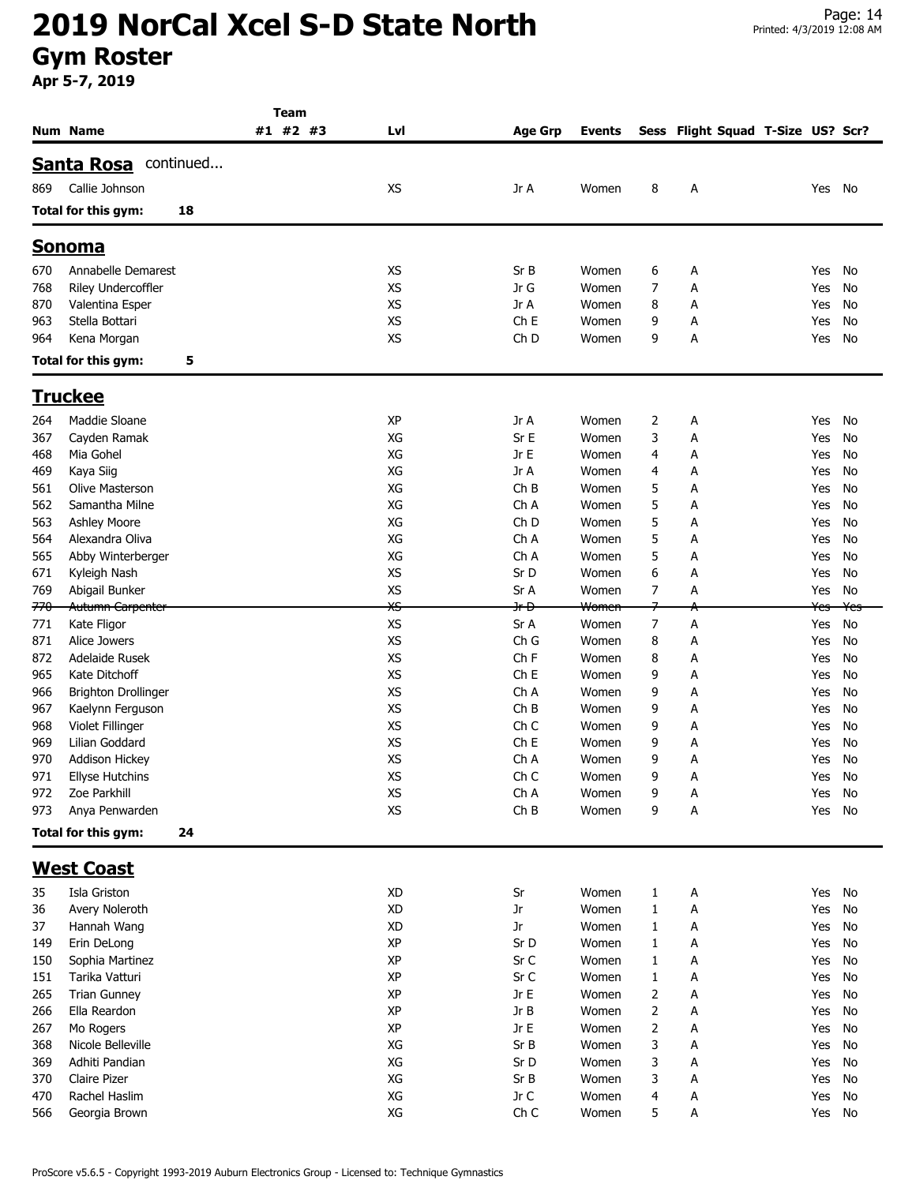# 2019 NorCal Xcel S-D State North

## Gym Roster

**Apr 5-7, 2019**

| Num | Name | Team #1 | Team #2 | Team #3 | Lvl | Age Grp | Events | Sess | Flight | Squad | T-Size | US? | Scr? |
|---|---|---|---|---|---|---|---|---|---|---|---|---|---|
| **Santa Rosa** continued... | | | | | | | | | | | | | |
| 869 | Callie Johnson | | | | XS | Jr A | Women | 8 | A | | | Yes | No |
| **Total for this gym:** | **18** | | | | | | | | | | | | |
| **Sonoma** | | | | | | | | | | | | | |
| 670 | Annabelle Demarest | | | | XS | Sr B | Women | 6 | A | | | Yes | No |
| 768 | Riley Undercoffler | | | | XS | Jr G | Women | 7 | A | | | Yes | No |
| 870 | Valentina Esper | | | | XS | Jr A | Women | 8 | A | | | Yes | No |
| 963 | Stella Bottari | | | | XS | Ch E | Women | 9 | A | | | Yes | No |
| 964 | Kena Morgan | | | | XS | Ch D | Women | 9 | A | | | Yes | No |
| **Total for this gym:** | **5** | | | | | | | | | | | | |
| **Truckee** | | | | | | | | | | | | | |
| 264 | Maddie Sloane | | | | XP | Jr A | Women | 2 | A | | | Yes | No |
| 367 | Cayden Ramak | | | | XG | Sr E | Women | 3 | A | | | Yes | No |
| 468 | Mia Gohel | | | | XG | Jr E | Women | 4 | A | | | Yes | No |
| 469 | Kaya Siig | | | | XG | Jr A | Women | 4 | A | | | Yes | No |
| 561 | Olive Masterson | | | | XG | Ch B | Women | 5 | A | | | Yes | No |
| 562 | Samantha Milne | | | | XG | Ch A | Women | 5 | A | | | Yes | No |
| 563 | Ashley Moore | | | | XG | Ch D | Women | 5 | A | | | Yes | No |
| 564 | Alexandra Oliva | | | | XG | Ch A | Women | 5 | A | | | Yes | No |
| 565 | Abby Winterberger | | | | XG | Ch A | Women | 5 | A | | | Yes | No |
| 671 | Kyleigh Nash | | | | XS | Sr D | Women | 6 | A | | | Yes | No |
| 769 | Abigail Bunker | | | | XS | Sr A | Women | 7 | A | | | Yes | No |
| ~~770~~ | ~~Autumn Carpenter~~ | | | | ~~XS~~ | ~~Jr D~~ | ~~Women~~ | ~~7~~ | ~~A~~ | | | ~~Yes~~ | ~~Yes~~ |
| 771 | Kate Fligor | | | | XS | Sr A | Women | 7 | A | | | Yes | No |
| 871 | Alice Jowers | | | | XS | Ch G | Women | 8 | A | | | Yes | No |
| 872 | Adelaide Rusek | | | | XS | Ch F | Women | 8 | A | | | Yes | No |
| 965 | Kate Ditchoff | | | | XS | Ch E | Women | 9 | A | | | Yes | No |
| 966 | Brighton Drollinger | | | | XS | Ch A | Women | 9 | A | | | Yes | No |
| 967 | Kaelynn Ferguson | | | | XS | Ch B | Women | 9 | A | | | Yes | No |
| 968 | Violet Fillinger | | | | XS | Ch C | Women | 9 | A | | | Yes | No |
| 969 | Lilian Goddard | | | | XS | Ch E | Women | 9 | A | | | Yes | No |
| 970 | Addison Hickey | | | | XS | Ch A | Women | 9 | A | | | Yes | No |
| 971 | Ellyse Hutchins | | | | XS | Ch C | Women | 9 | A | | | Yes | No |
| 972 | Zoe Parkhill | | | | XS | Ch A | Women | 9 | A | | | Yes | No |
| 973 | Anya Penwarden | | | | XS | Ch B | Women | 9 | A | | | Yes | No |
| **Total for this gym:** | **24** | | | | | | | | | | | | |
| **West Coast** | | | | | | | | | | | | | |
| 35 | Isla Griston | | | | XD | Sr | Women | 1 | A | | | Yes | No |
| 36 | Avery Noleroth | | | | XD | Jr | Women | 1 | A | | | Yes | No |
| 37 | Hannah Wang | | | | XD | Jr | Women | 1 | A | | | Yes | No |
| 149 | Erin DeLong | | | | XP | Sr D | Women | 1 | A | | | Yes | No |
| 150 | Sophia Martinez | | | | XP | Sr C | Women | 1 | A | | | Yes | No |
| 151 | Tarika Vatturi | | | | XP | Sr C | Women | 1 | A | | | Yes | No |
| 265 | Trian Gunney | | | | XP | Jr E | Women | 2 | A | | | Yes | No |
| 266 | Ella Reardon | | | | XP | Jr B | Women | 2 | A | | | Yes | No |
| 267 | Mo Rogers | | | | XP | Jr E | Women | 2 | A | | | Yes | No |
| 368 | Nicole Belleville | | | | XG | Sr B | Women | 3 | A | | | Yes | No |
| 369 | Adhiti Pandian | | | | XG | Sr D | Women | 3 | A | | | Yes | No |
| 370 | Claire Pizer | | | | XG | Sr B | Women | 3 | A | | | Yes | No |
| 470 | Rachel Haslim | | | | XG | Jr C | Women | 4 | A | | | Yes | No |
| 566 | Georgia Brown | | | | XG | Ch C | Women | 5 | A | | | Yes | No |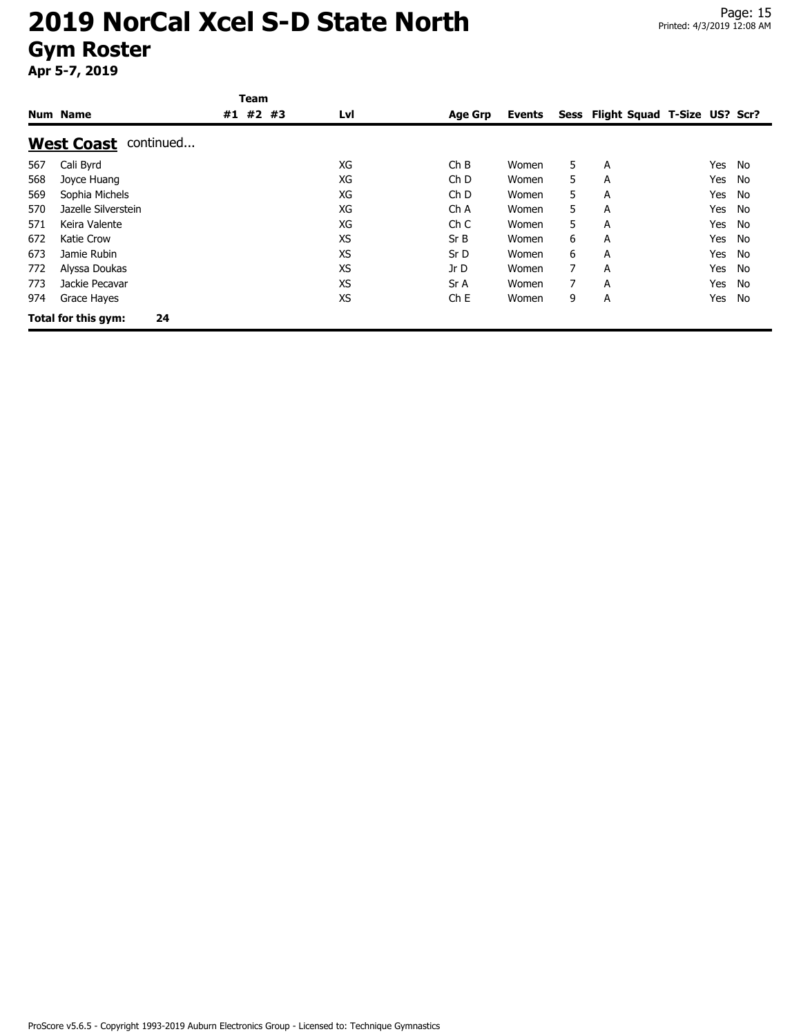# 2019 NorCal Xcel S-D State North

## Gym Roster

**Apr 5-7, 2019**

**West Coast** continued...

| Num | Name | Team #1 | Team #2 | Team #3 | Lvl | Age Grp | Events | Sess | Flight | Squad | T-Size | US? | Scr? |
|---|---|---|---|---|---|---|---|---|---|---|---|---|---|
| 567 | Cali Byrd | | | | XG | Ch B | Women | 5 | A | | | Yes | No |
| 568 | Joyce Huang | | | | XG | Ch D | Women | 5 | A | | | Yes | No |
| 569 | Sophia Michels | | | | XG | Ch D | Women | 5 | A | | | Yes | No |
| 570 | Jazelle Silverstein | | | | XG | Ch A | Women | 5 | A | | | Yes | No |
| 571 | Keira Valente | | | | XG | Ch C | Women | 5 | A | | | Yes | No |
| 672 | Katie Crow | | | | XS | Sr B | Women | 6 | A | | | Yes | No |
| 673 | Jamie Rubin | | | | XS | Sr D | Women | 6 | A | | | Yes | No |
| 772 | Alyssa Doukas | | | | XS | Jr D | Women | 7 | A | | | Yes | No |
| 773 | Jackie Pecavar | | | | XS | Sr A | Women | 7 | A | | | Yes | No |
| 974 | Grace Hayes | | | | XS | Ch E | Women | 9 | A | | | Yes | No |

**Total for this gym: 24**

ProScore v5.6.5 - Copyright 1993-2019 Auburn Electronics Group - Licensed to: Technique Gymnastics